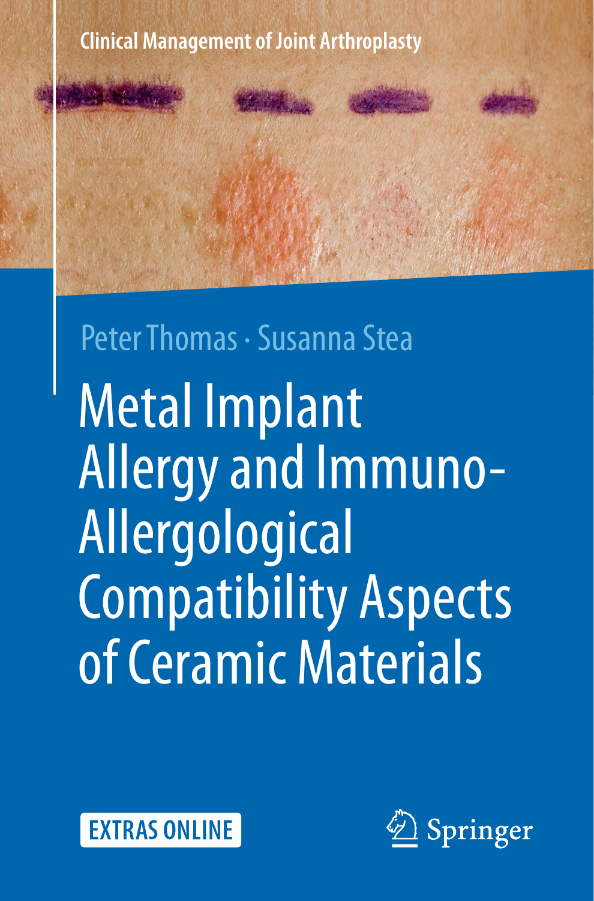Clinical Management of Joint Arthroplasty

Peter Thomas · Susanna Stea

# Metal Implant Allergy and Immuno-Allergological Compatibility Aspects of Ceramic Materials

EXTRAS ONLINE

Springer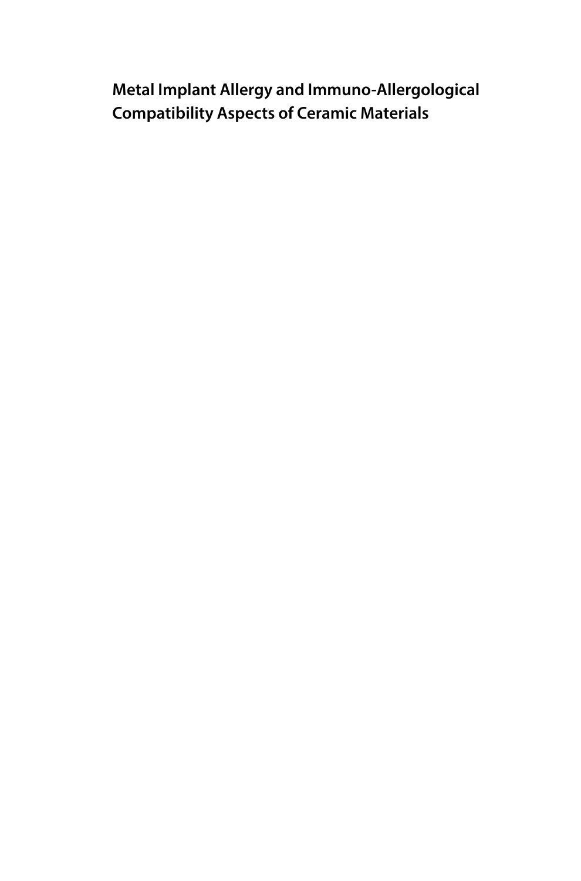# Metal Implant Allergy and Immuno-Allergological Compatibility Aspects of Ceramic Materials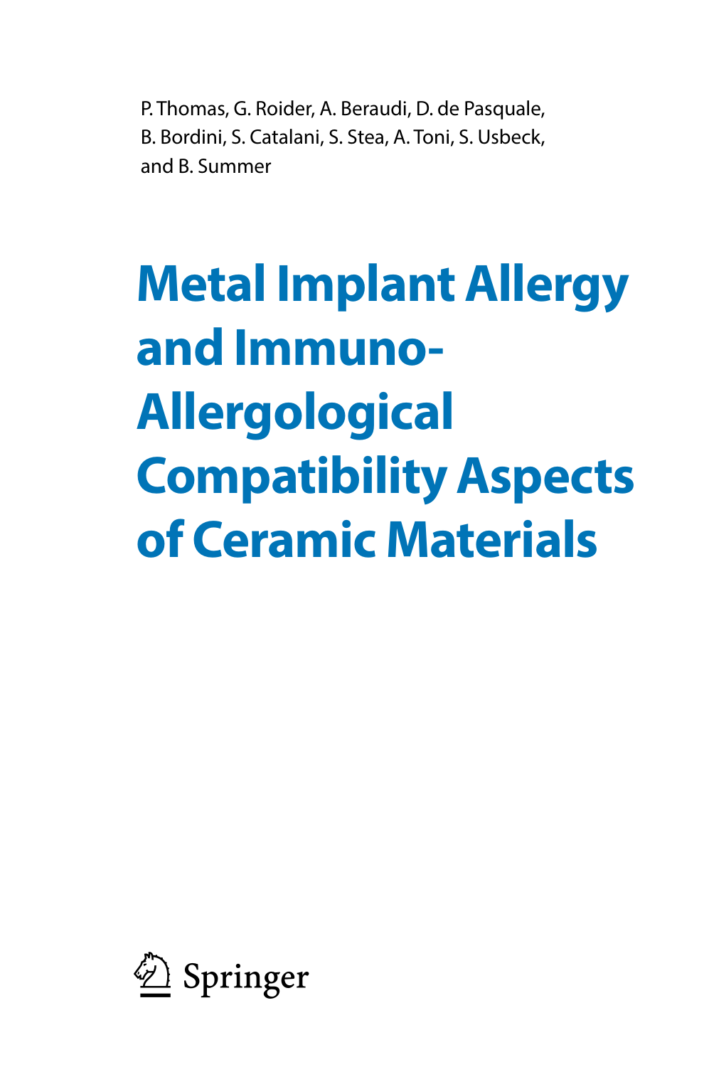P. Thomas, G. Roider, A. Beraudi, D. de Pasquale, B. Bordini, S. Catalani, S. Stea, A. Toni, S. Usbeck, and B. Summer

# Metal Implant Allergy and Immuno-Allergological Compatibility Aspects of Ceramic Materials

Springer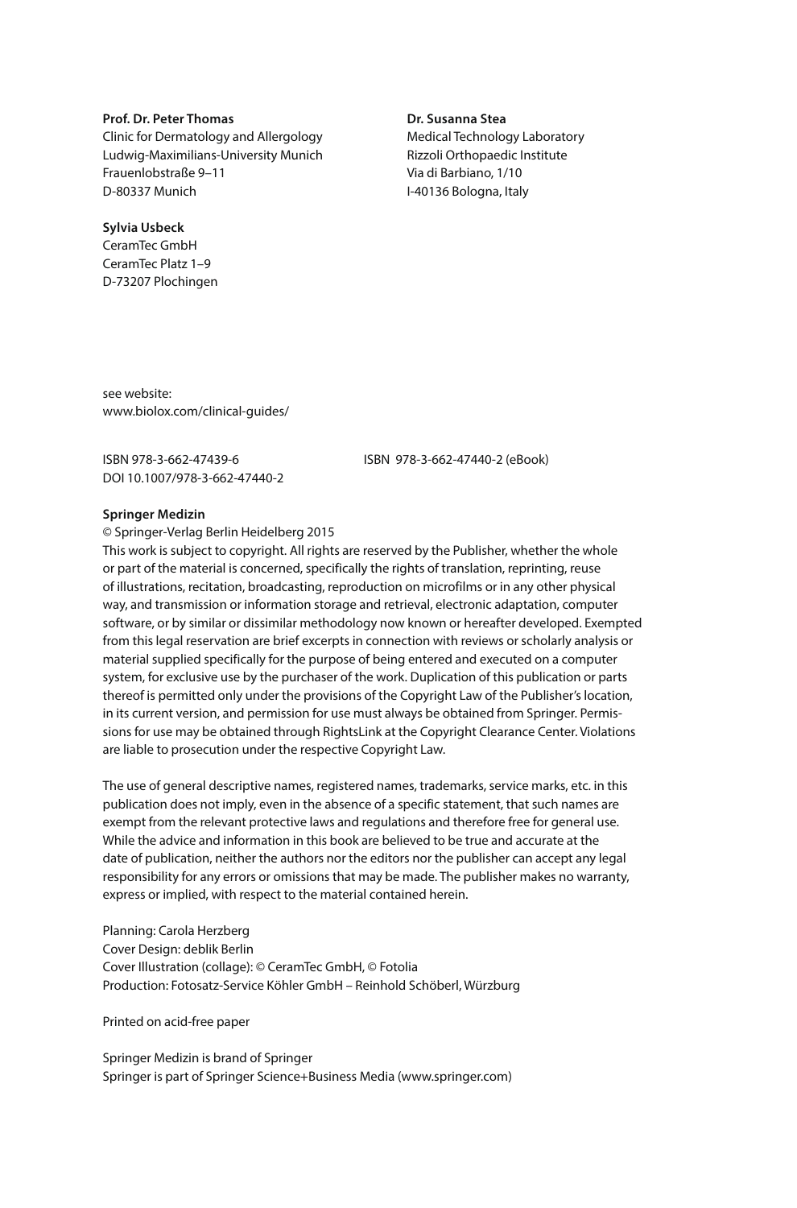**Prof. Dr. Peter Thomas**
Clinic for Dermatology and Allergology
Ludwig-Maximilians-University Munich
Frauenlobstraße 9–11
D-80337 Munich

**Dr. Susanna Stea**
Medical Technology Laboratory
Rizzoli Orthopaedic Institute
Via di Barbiano, 1/10
I-40136 Bologna, Italy

**Sylvia Usbeck**
CeramTec GmbH
CeramTec Platz 1–9
D-73207 Plochingen

see website:
www.biolox.com/clinical-guides/

ISBN 978-3-662-47439-6
DOI 10.1007/978-3-662-47440-2

ISBN 978-3-662-47440-2 (eBook)

**Springer Medizin**
© Springer-Verlag Berlin Heidelberg 2015
This work is subject to copyright. All rights are reserved by the Publisher, whether the whole or part of the material is concerned, specifically the rights of translation, reprinting, reuse of illustrations, recitation, broadcasting, reproduction on microfilms or in any other physical way, and transmission or information storage and retrieval, electronic adaptation, computer software, or by similar or dissimilar methodology now known or hereafter developed. Exempted from this legal reservation are brief excerpts in connection with reviews or scholarly analysis or material supplied specifically for the purpose of being entered and executed on a computer system, for exclusive use by the purchaser of the work. Duplication of this publication or parts thereof is permitted only under the provisions of the Copyright Law of the Publisher's location, in its current version, and permission for use must always be obtained from Springer. Permissions for use may be obtained through RightsLink at the Copyright Clearance Center. Violations are liable to prosecution under the respective Copyright Law.

The use of general descriptive names, registered names, trademarks, service marks, etc. in this publication does not imply, even in the absence of a specific statement, that such names are exempt from the relevant protective laws and regulations and therefore free for general use.
While the advice and information in this book are believed to be true and accurate at the date of publication, neither the authors nor the editors nor the publisher can accept any legal responsibility for any errors or omissions that may be made. The publisher makes no warranty, express or implied, with respect to the material contained herein.

Planning: Carola Herzberg
Cover Design: deblik Berlin
Cover Illustration (collage): © CeramTec GmbH, © Fotolia
Production: Fotosatz-Service Köhler GmbH – Reinhold Schöberl, Würzburg

Printed on acid-free paper

Springer Medizin is brand of Springer
Springer is part of Springer Science+Business Media (www.springer.com)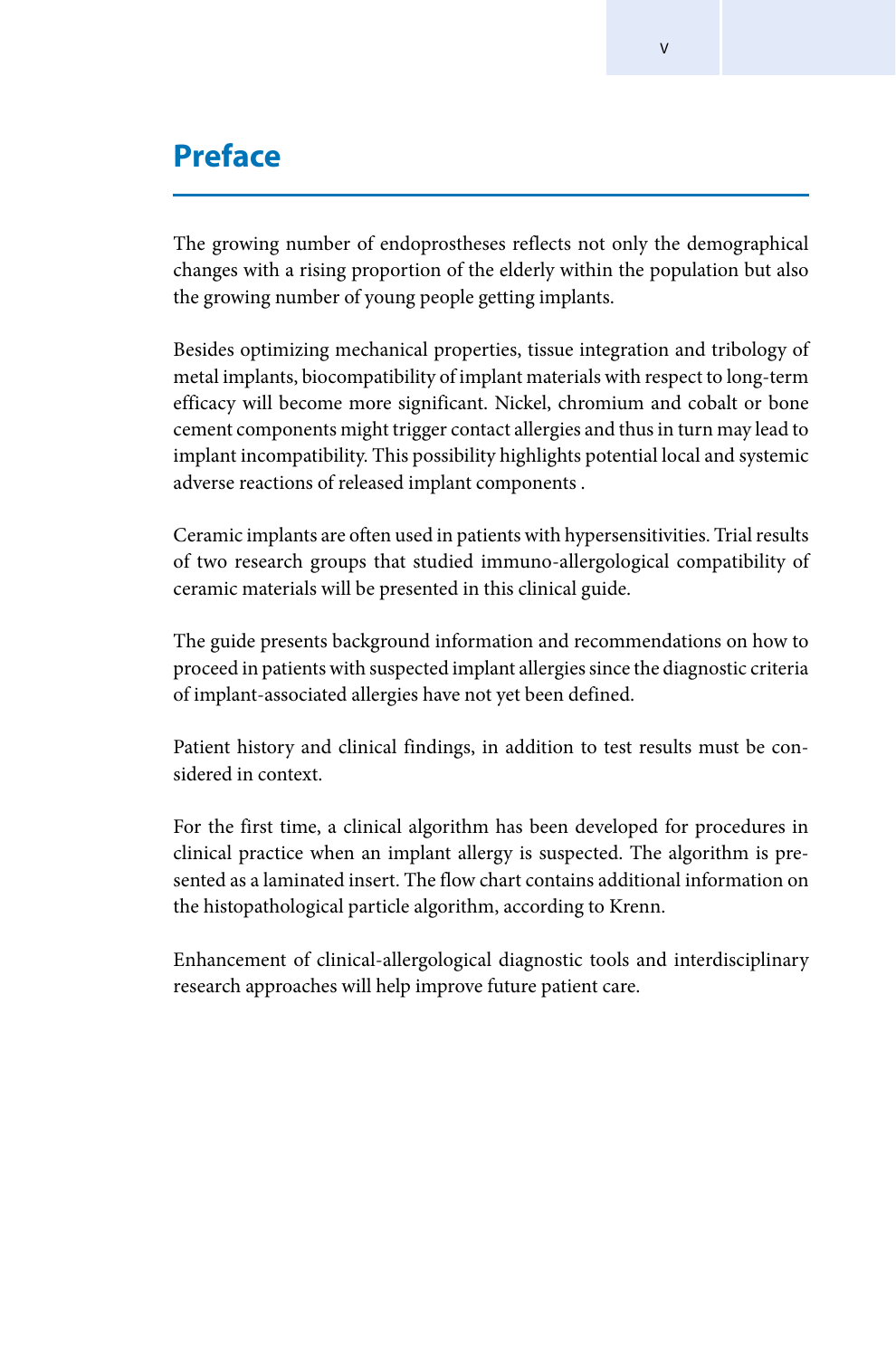# Preface

The growing number of endoprostheses reflects not only the demographical changes with a rising proportion of the elderly within the population but also the growing number of young people getting implants.

Besides optimizing mechanical properties, tissue integration and tribology of metal implants, biocompatibility of implant materials with respect to long-term efficacy will become more significant. Nickel, chromium and cobalt or bone cement components might trigger contact allergies and thus in turn may lead to implant incompatibility. This possibility highlights potential local and systemic adverse reactions of released implant components .

Ceramic implants are often used in patients with hypersensitivities. Trial results of two research groups that studied immuno-allergological compatibility of ceramic materials will be presented in this clinical guide.

The guide presents background information and recommendations on how to proceed in patients with suspected implant allergies since the diagnostic criteria of implant-associated allergies have not yet been defined.

Patient history and clinical findings, in addition to test results must be considered in context.

For the first time, a clinical algorithm has been developed for procedures in clinical practice when an implant allergy is suspected. The algorithm is presented as a laminated insert. The flow chart contains additional information on the histopathological particle algorithm, according to Krenn.

Enhancement of clinical-allergological diagnostic tools and interdisciplinary research approaches will help improve future patient care.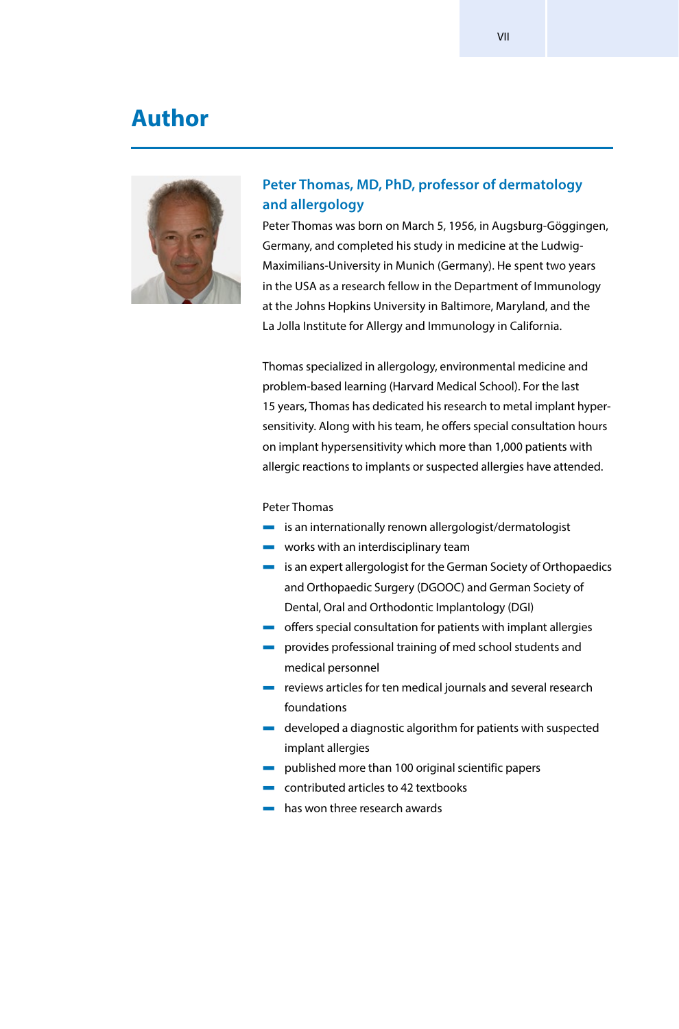# Author

## Peter Thomas, MD, PhD, professor of dermatology and allergology

Peter Thomas was born on March 5, 1956, in Augsburg-Göggingen, Germany, and completed his study in medicine at the Ludwig-Maximilians-University in Munich (Germany). He spent two years in the USA as a research fellow in the Department of Immunology at the Johns Hopkins University in Baltimore, Maryland, and the La Jolla Institute for Allergy and Immunology in California.

Thomas specialized in allergology, environmental medicine and problem-based learning (Harvard Medical School). For the last 15 years, Thomas has dedicated his research to metal implant hypersensitivity. Along with his team, he offers special consultation hours on implant hypersensitivity which more than 1,000 patients with allergic reactions to implants or suspected allergies have attended.

Peter Thomas

- is an internationally renown allergologist/dermatologist
- works with an interdisciplinary team
- is an expert allergologist for the German Society of Orthopaedics and Orthopaedic Surgery (DGOOC) and German Society of Dental, Oral and Orthodontic Implantology (DGI)
- offers special consultation for patients with implant allergies
- provides professional training of med school students and medical personnel
- reviews articles for ten medical journals and several research foundations
- developed a diagnostic algorithm for patients with suspected implant allergies
- published more than 100 original scientific papers
- contributed articles to 42 textbooks
- has won three research awards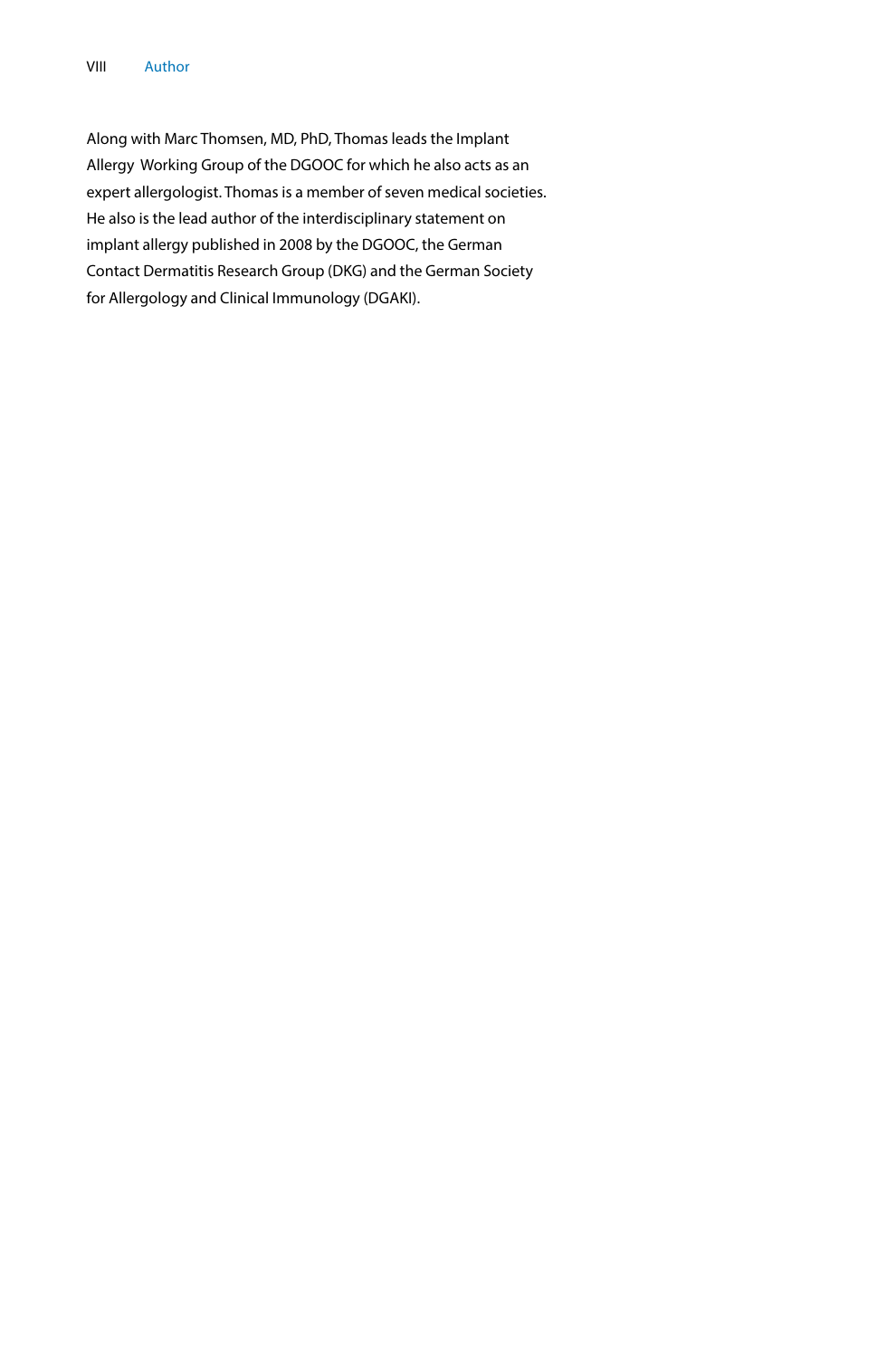Along with Marc Thomsen, MD, PhD, Thomas leads the Implant Allergy Working Group of the DGOOC for which he also acts as an expert allergologist. Thomas is a member of seven medical societies. He also is the lead author of the interdisciplinary statement on implant allergy published in 2008 by the DGOOC, the German Contact Dermatitis Research Group (DKG) and the German Society for Allergology and Clinical Immunology (DGAKI).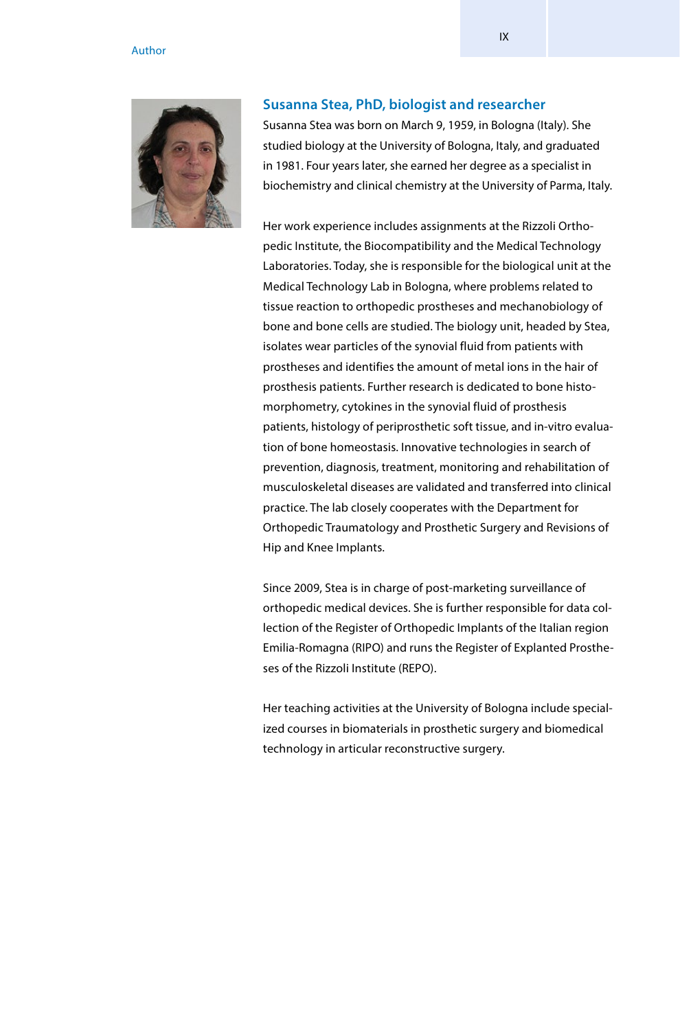## Susanna Stea, PhD, biologist and researcher

Susanna Stea was born on March 9, 1959, in Bologna (Italy). She studied biology at the University of Bologna, Italy, and graduated in 1981. Four years later, she earned her degree as a specialist in biochemistry and clinical chemistry at the University of Parma, Italy.

Her work experience includes assignments at the Rizzoli Orthopedic Institute, the Biocompatibility and the Medical Technology Laboratories. Today, she is responsible for the biological unit at the Medical Technology Lab in Bologna, where problems related to tissue reaction to orthopedic prostheses and mechanobiology of bone and bone cells are studied. The biology unit, headed by Stea, isolates wear particles of the synovial fluid from patients with prostheses and identifies the amount of metal ions in the hair of prosthesis patients. Further research is dedicated to bone histomorphometry, cytokines in the synovial fluid of prosthesis patients, histology of periprosthetic soft tissue, and in-vitro evaluation of bone homeostasis. Innovative technologies in search of prevention, diagnosis, treatment, monitoring and rehabilitation of musculoskeletal diseases are validated and transferred into clinical practice. The lab closely cooperates with the Department for Orthopedic Traumatology and Prosthetic Surgery and Revisions of Hip and Knee Implants.

Since 2009, Stea is in charge of post-marketing surveillance of orthopedic medical devices. She is further responsible for data collection of the Register of Orthopedic Implants of the Italian region Emilia-Romagna (RIPO) and runs the Register of Explanted Prostheses of the Rizzoli Institute (REPO).

Her teaching activities at the University of Bologna include specialized courses in biomaterials in prosthetic surgery and biomedical technology in articular reconstructive surgery.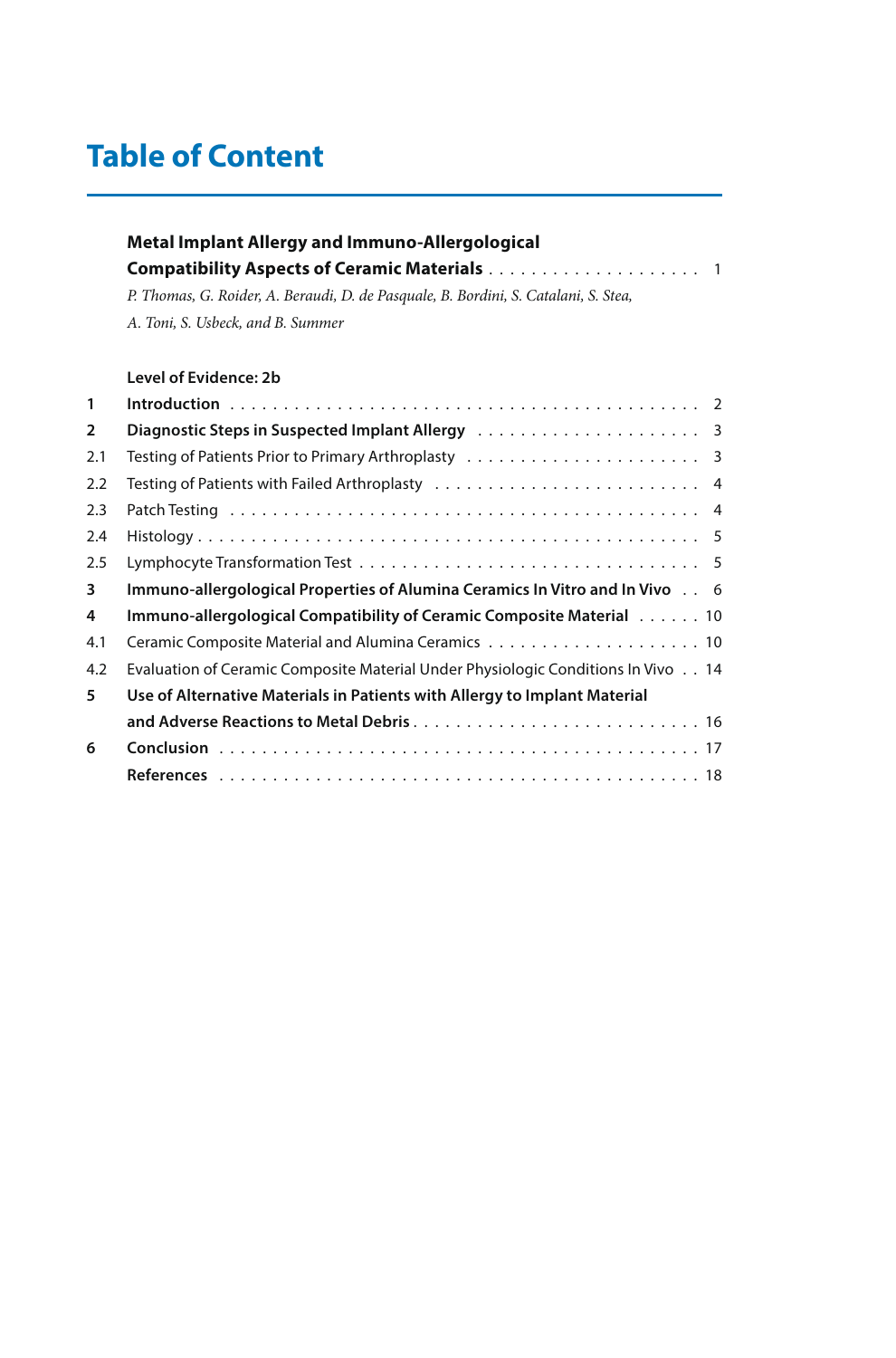# Table of Content

**Metal Implant Allergy and Immuno-Allergological Compatibility Aspects of Ceramic Materials** . . . . . . . . . . . . . . . . . . . . 1

*P. Thomas, G. Roider, A. Beraudi, D. de Pasquale, B. Bordini, S. Catalani, S. Stea, A. Toni, S. Usbeck, and B. Summer*

**Level of Evidence: 2b**

| | | |
|---|---|---|
| **1** | **Introduction** | 2 |
| **2** | **Diagnostic Steps in Suspected Implant Allergy** | 3 |
| 2.1 | Testing of Patients Prior to Primary Arthroplasty | 3 |
| 2.2 | Testing of Patients with Failed Arthroplasty | 4 |
| 2.3 | Patch Testing | 4 |
| 2.4 | Histology | 5 |
| 2.5 | Lymphocyte Transformation Test | 5 |
| **3** | **Immuno-allergological Properties of Alumina Ceramics In Vitro and In Vivo** | 6 |
| **4** | **Immuno-allergological Compatibility of Ceramic Composite Material** | 10 |
| 4.1 | Ceramic Composite Material and Alumina Ceramics | 10 |
| 4.2 | Evaluation of Ceramic Composite Material Under Physiologic Conditions In Vivo | 14 |
| **5** | **Use of Alternative Materials in Patients with Allergy to Implant Material and Adverse Reactions to Metal Debris** | 16 |
| **6** | **Conclusion** | 17 |
| | **References** | 18 |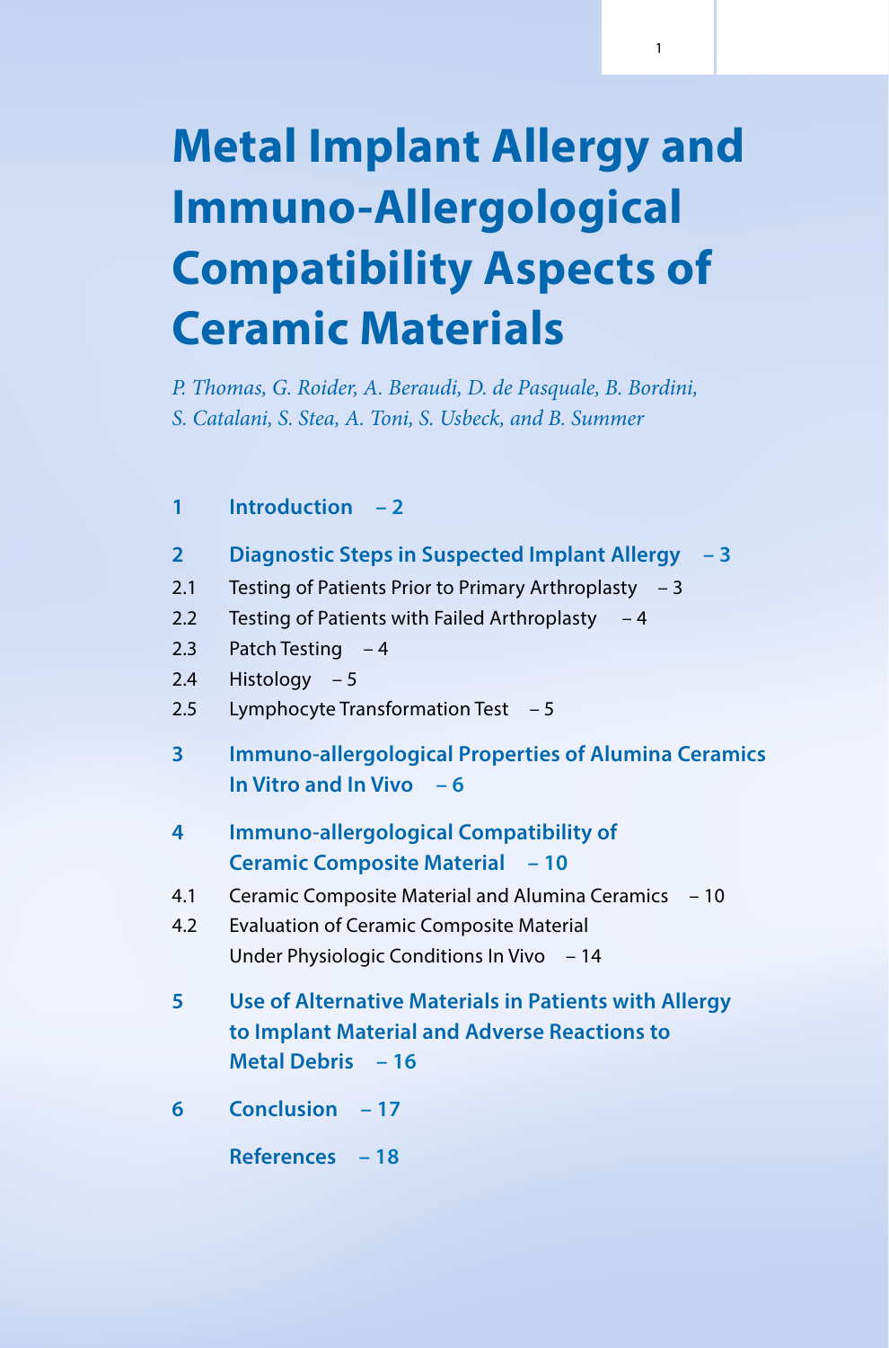# Metal Implant Allergy and Immuno-Allergological Compatibility Aspects of Ceramic Materials

*P. Thomas, G. Roider, A. Beraudi, D. de Pasquale, B. Bordini, S. Catalani, S. Stea, A. Toni, S. Usbeck, and B. Summer*

**1 Introduction – 2**

**2 Diagnostic Steps in Suspected Implant Allergy – 3**

2.1 Testing of Patients Prior to Primary Arthroplasty – 3

2.2 Testing of Patients with Failed Arthroplasty – 4

2.3 Patch Testing – 4

2.4 Histology – 5

2.5 Lymphocyte Transformation Test – 5

**3 Immuno-allergological Properties of Alumina Ceramics In Vitro and In Vivo – 6**

**4 Immuno-allergological Compatibility of Ceramic Composite Material – 10**

4.1 Ceramic Composite Material and Alumina Ceramics – 10

4.2 Evaluation of Ceramic Composite Material Under Physiologic Conditions In Vivo – 14

**5 Use of Alternative Materials in Patients with Allergy to Implant Material and Adverse Reactions to Metal Debris – 16**

**6 Conclusion – 17**

**References – 18**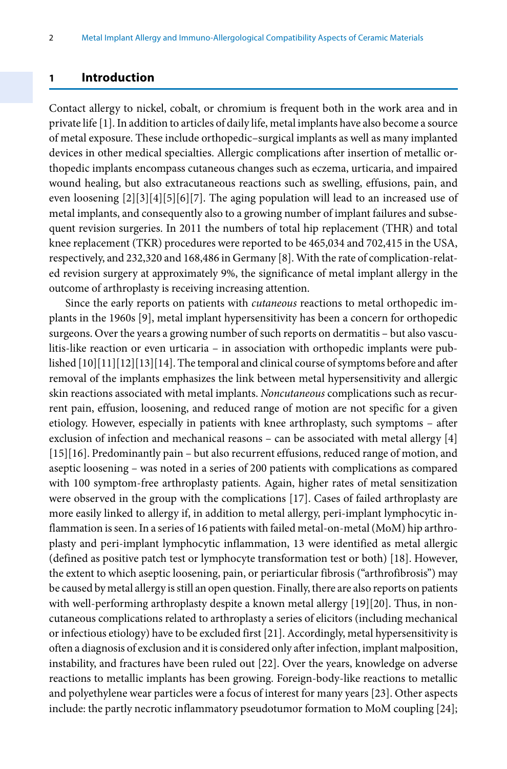## 1 Introduction

Contact allergy to nickel, cobalt, or chromium is frequent both in the work area and in private life [1]. In addition to articles of daily life, metal implants have also become a source of metal exposure. These include orthopedic–surgical implants as well as many implanted devices in other medical specialties. Allergic complications after insertion of metallic orthopedic implants encompass cutaneous changes such as eczema, urticaria, and impaired wound healing, but also extracutaneous reactions such as swelling, effusions, pain, and even loosening [2][3][4][5][6][7]. The aging population will lead to an increased use of metal implants, and consequently also to a growing number of implant failures and subsequent revision surgeries. In 2011 the numbers of total hip replacement (THR) and total knee replacement (TKR) procedures were reported to be 465,034 and 702,415 in the USA, respectively, and 232,320 and 168,486 in Germany [8]. With the rate of complication-related revision surgery at approximately 9%, the significance of metal implant allergy in the outcome of arthroplasty is receiving increasing attention.

Since the early reports on patients with *cutaneous* reactions to metal orthopedic implants in the 1960s [9], metal implant hypersensitivity has been a concern for orthopedic surgeons. Over the years a growing number of such reports on dermatitis – but also vasculitis-like reaction or even urticaria – in association with orthopedic implants were published [10][11][12][13][14]. The temporal and clinical course of symptoms before and after removal of the implants emphasizes the link between metal hypersensitivity and allergic skin reactions associated with metal implants. *Noncutaneous* complications such as recurrent pain, effusion, loosening, and reduced range of motion are not specific for a given etiology. However, especially in patients with knee arthroplasty, such symptoms – after exclusion of infection and mechanical reasons – can be associated with metal allergy [4][15][16]. Predominantly pain – but also recurrent effusions, reduced range of motion, and aseptic loosening – was noted in a series of 200 patients with complications as compared with 100 symptom-free arthroplasty patients. Again, higher rates of metal sensitization were observed in the group with the complications [17]. Cases of failed arthroplasty are more easily linked to allergy if, in addition to metal allergy, peri-implant lymphocytic inflammation is seen. In a series of 16 patients with failed metal-on-metal (MoM) hip arthroplasty and peri-implant lymphocytic inflammation, 13 were identified as metal allergic (defined as positive patch test or lymphocyte transformation test or both) [18]. However, the extent to which aseptic loosening, pain, or periarticular fibrosis ("arthrofibrosis") may be caused by metal allergy is still an open question. Finally, there are also reports on patients with well-performing arthroplasty despite a known metal allergy [19][20]. Thus, in noncutaneous complications related to arthroplasty a series of elicitors (including mechanical or infectious etiology) have to be excluded first [21]. Accordingly, metal hypersensitivity is often a diagnosis of exclusion and it is considered only after infection, implant malposition, instability, and fractures have been ruled out [22]. Over the years, knowledge on adverse reactions to metallic implants has been growing. Foreign-body-like reactions to metallic and polyethylene wear particles were a focus of interest for many years [23]. Other aspects include: the partly necrotic inflammatory pseudotumor formation to MoM coupling [24];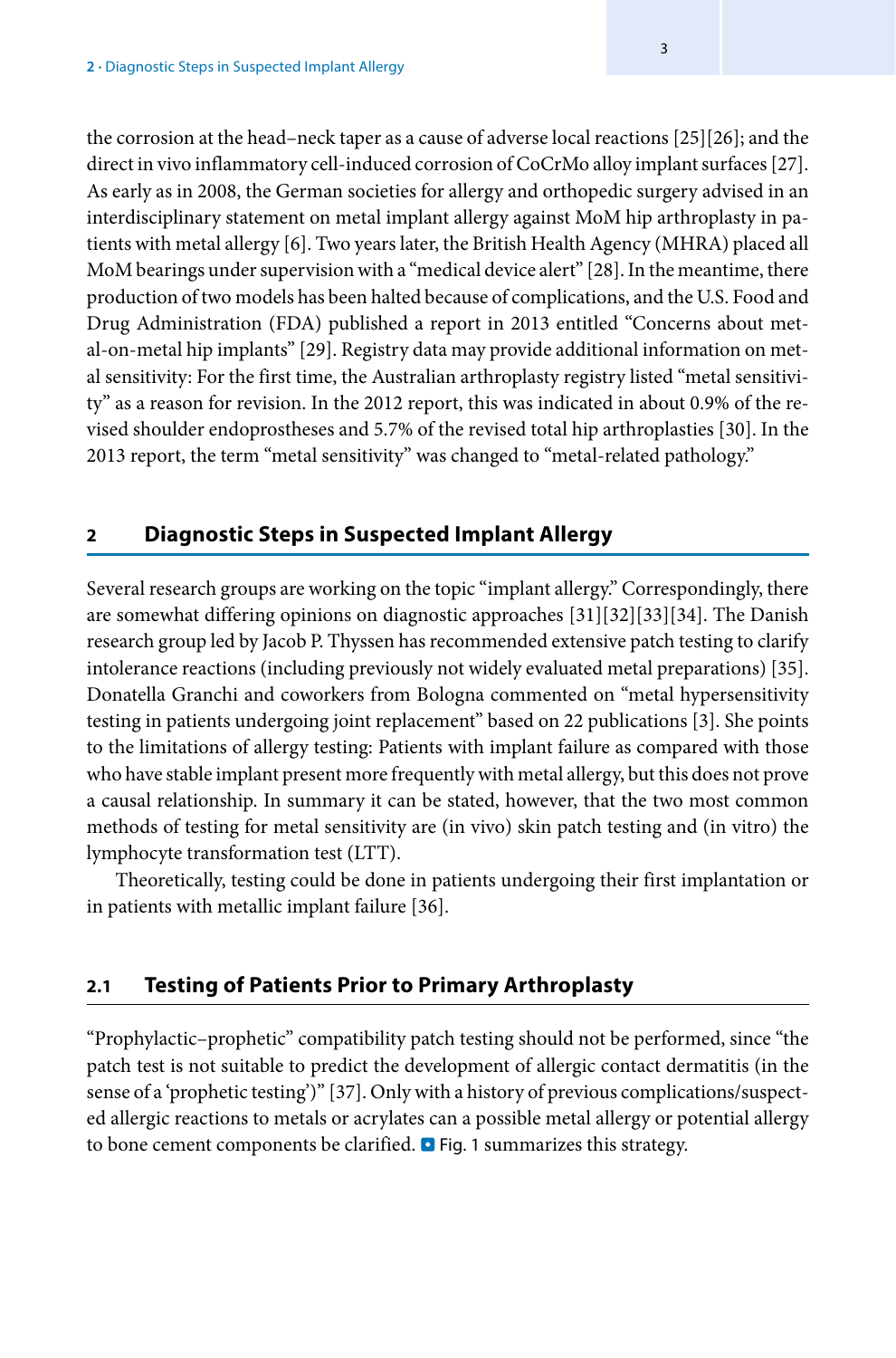the corrosion at the head–neck taper as a cause of adverse local reactions [25][26]; and the direct in vivo inflammatory cell-induced corrosion of CoCrMo alloy implant surfaces [27]. As early as in 2008, the German societies for allergy and orthopedic surgery advised in an interdisciplinary statement on metal implant allergy against MoM hip arthroplasty in patients with metal allergy [6]. Two years later, the British Health Agency (MHRA) placed all MoM bearings under supervision with a "medical device alert" [28]. In the meantime, there production of two models has been halted because of complications, and the U.S. Food and Drug Administration (FDA) published a report in 2013 entitled "Concerns about metal-on-metal hip implants" [29]. Registry data may provide additional information on metal sensitivity: For the first time, the Australian arthroplasty registry listed "metal sensitivity" as a reason for revision. In the 2012 report, this was indicated in about 0.9% of the revised shoulder endoprostheses and 5.7% of the revised total hip arthroplasties [30]. In the 2013 report, the term "metal sensitivity" was changed to "metal-related pathology."

## 2 Diagnostic Steps in Suspected Implant Allergy

Several research groups are working on the topic "implant allergy." Correspondingly, there are somewhat differing opinions on diagnostic approaches [31][32][33][34]. The Danish research group led by Jacob P. Thyssen has recommended extensive patch testing to clarify intolerance reactions (including previously not widely evaluated metal preparations) [35]. Donatella Granchi and coworkers from Bologna commented on "metal hypersensitivity testing in patients undergoing joint replacement" based on 22 publications [3]. She points to the limitations of allergy testing: Patients with implant failure as compared with those who have stable implant present more frequently with metal allergy, but this does not prove a causal relationship. In summary it can be stated, however, that the two most common methods of testing for metal sensitivity are (in vivo) skin patch testing and (in vitro) the lymphocyte transformation test (LTT).

Theoretically, testing could be done in patients undergoing their first implantation or in patients with metallic implant failure [36].

### 2.1 Testing of Patients Prior to Primary Arthroplasty

"Prophylactic–prophetic" compatibility patch testing should not be performed, since "the patch test is not suitable to predict the development of allergic contact dermatitis (in the sense of a 'prophetic testing')" [37]. Only with a history of previous complications/suspected allergic reactions to metals or acrylates can a possible metal allergy or potential allergy to bone cement components be clarified. ◘ Fig. 1 summarizes this strategy.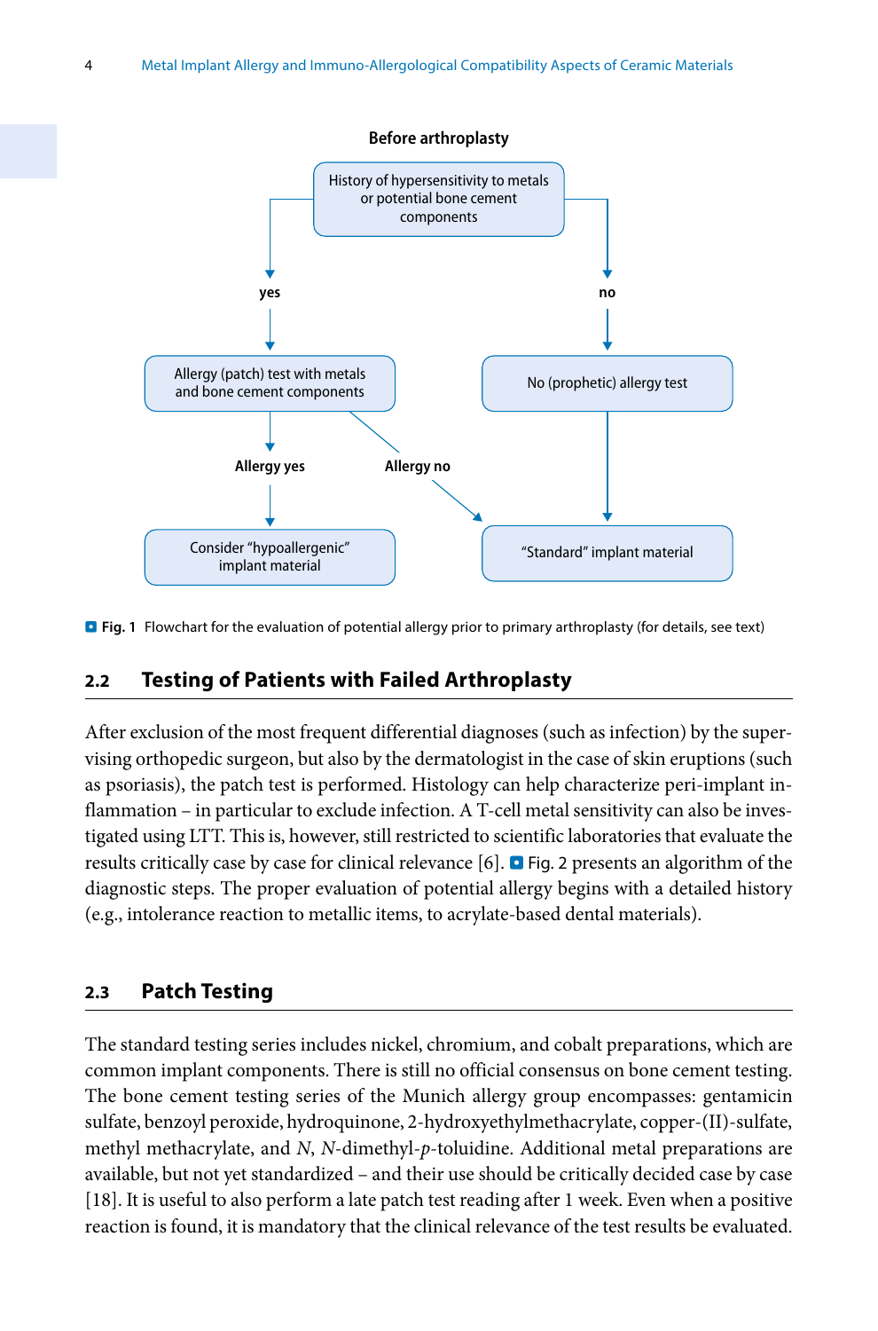**Before arthroplasty**

History of hypersensitivity to metals or potential bone cement components

- yes → Allergy (patch) test with metals and bone cement components
  - Allergy yes → Consider "hypoallergenic" implant material
  - Allergy no → "Standard" implant material
- no → No (prophetic) allergy test → "Standard" implant material

**Fig. 1** Flowchart for the evaluation of potential allergy prior to primary arthroplasty (for details, see text)

## 2.2 Testing of Patients with Failed Arthroplasty

After exclusion of the most frequent differential diagnoses (such as infection) by the supervising orthopedic surgeon, but also by the dermatologist in the case of skin eruptions (such as psoriasis), the patch test is performed. Histology can help characterize peri-implant inflammation – in particular to exclude infection. A T-cell metal sensitivity can also be investigated using LTT. This is, however, still restricted to scientific laboratories that evaluate the results critically case by case for clinical relevance [6]. Fig. 2 presents an algorithm of the diagnostic steps. The proper evaluation of potential allergy begins with a detailed history (e.g., intolerance reaction to metallic items, to acrylate-based dental materials).

## 2.3 Patch Testing

The standard testing series includes nickel, chromium, and cobalt preparations, which are common implant components. There is still no official consensus on bone cement testing. The bone cement testing series of the Munich allergy group encompasses: gentamicin sulfate, benzoyl peroxide, hydroquinone, 2-hydroxyethylmethacrylate, copper-(II)-sulfate, methyl methacrylate, and *N*, *N*-dimethyl-*p*-toluidine. Additional metal preparations are available, but not yet standardized – and their use should be critically decided case by case [18]. It is useful to also perform a late patch test reading after 1 week. Even when a positive reaction is found, it is mandatory that the clinical relevance of the test results be evaluated.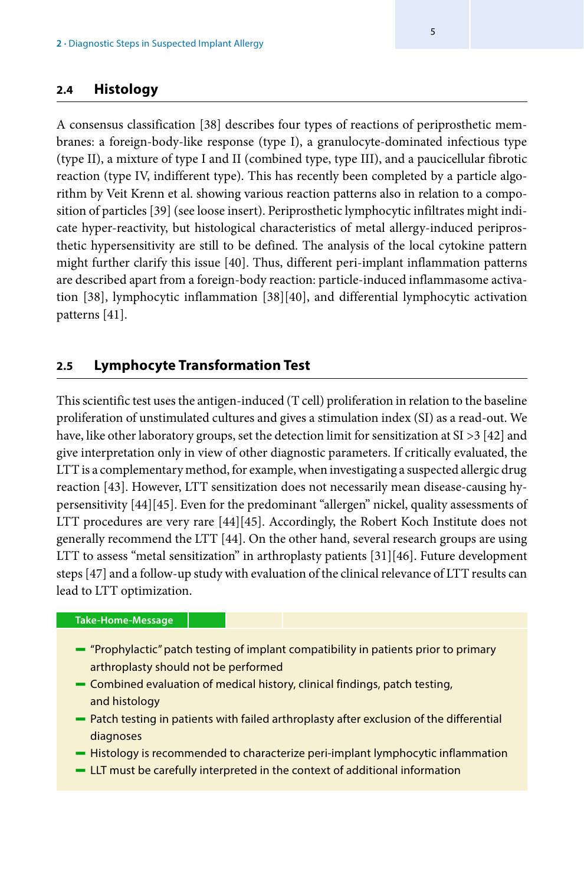## 2.4 Histology

A consensus classification [38] describes four types of reactions of periprosthetic membranes: a foreign-body-like response (type I), a granulocyte-dominated infectious type (type II), a mixture of type I and II (combined type, type III), and a paucicellular fibrotic reaction (type IV, indifferent type). This has recently been completed by a particle algorithm by Veit Krenn et al. showing various reaction patterns also in relation to a composition of particles [39] (see loose insert). Periprosthetic lymphocytic infiltrates might indicate hyper-reactivity, but histological characteristics of metal allergy-induced periprosthetic hypersensitivity are still to be defined. The analysis of the local cytokine pattern might further clarify this issue [40]. Thus, different peri-implant inflammation patterns are described apart from a foreign-body reaction: particle-induced inflammasome activation [38], lymphocytic inflammation [38][40], and differential lymphocytic activation patterns [41].

## 2.5 Lymphocyte Transformation Test

This scientific test uses the antigen-induced (T cell) proliferation in relation to the baseline proliferation of unstimulated cultures and gives a stimulation index (SI) as a read-out. We have, like other laboratory groups, set the detection limit for sensitization at SI >3 [42] and give interpretation only in view of other diagnostic parameters. If critically evaluated, the LTT is a complementary method, for example, when investigating a suspected allergic drug reaction [43]. However, LTT sensitization does not necessarily mean disease-causing hypersensitivity [44][45]. Even for the predominant "allergen" nickel, quality assessments of LTT procedures are very rare [44][45]. Accordingly, the Robert Koch Institute does not generally recommend the LTT [44]. On the other hand, several research groups are using LTT to assess "metal sensitization" in arthroplasty patients [31][46]. Future development steps [47] and a follow-up study with evaluation of the clinical relevance of LTT results can lead to LTT optimization.

**Take-Home-Message**

- "Prophylactic" patch testing of implant compatibility in patients prior to primary arthroplasty should not be performed
- Combined evaluation of medical history, clinical findings, patch testing, and histology
- Patch testing in patients with failed arthroplasty after exclusion of the differential diagnoses
- Histology is recommended to characterize peri-implant lymphocytic inflammation
- LLT must be carefully interpreted in the context of additional information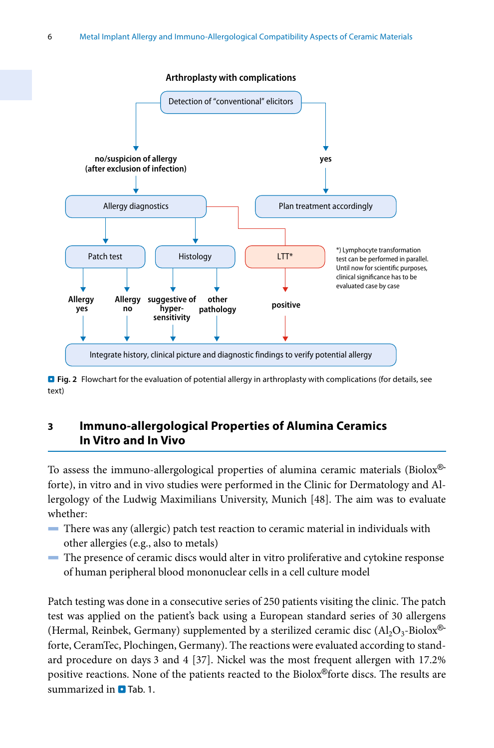Arthroplasty with complications

Detection of "conventional" elicitors

no/suspicion of allergy (after exclusion of infection)

yes

Allergy diagnostics

Plan treatment accordingly

Patch test

Histology

LTT*

*) Lymphocyte transformation test can be performed in parallel. Until now for scientific purposes, clinical significance has to be evaluated case by case

Allergy yes

Allergy no

suggestive of hyper-sensitivity

other pathology

positive

Integrate history, clinical picture and diagnostic findings to verify potential allergy

**Fig. 2** Flowchart for the evaluation of potential allergy in arthroplasty with complications (for details, see text)

## 3 Immuno-allergological Properties of Alumina Ceramics In Vitro and In Vivo

To assess the immuno-allergological properties of alumina ceramic materials (Biolox®-forte), in vitro and in vivo studies were performed in the Clinic for Dermatology and Allergology of the Ludwig Maximilians University, Munich [48]. The aim was to evaluate whether:

- There was any (allergic) patch test reaction to ceramic material in individuals with other allergies (e.g., also to metals)
- The presence of ceramic discs would alter in vitro proliferative and cytokine response of human peripheral blood mononuclear cells in a cell culture model

Patch testing was done in a consecutive series of 250 patients visiting the clinic. The patch test was applied on the patient's back using a European standard series of 30 allergens (Hermal, Reinbek, Germany) supplemented by a sterilized ceramic disc ($Al_2O_3$-Biolox®-forte, CeramTec, Plochingen, Germany). The reactions were evaluated according to standard procedure on days 3 and 4 [37]. Nickel was the most frequent allergen with 17.2% positive reactions. None of the patients reacted to the Biolox®forte discs. The results are summarized in Tab. 1.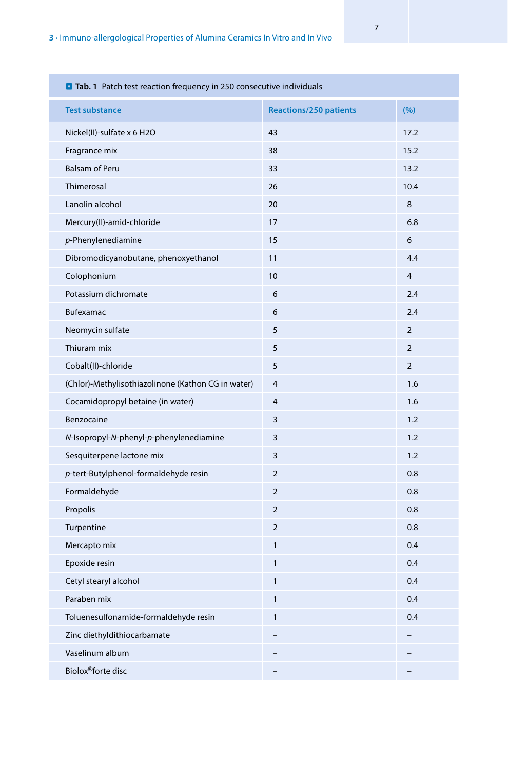**Tab. 1** Patch test reaction frequency in 250 consecutive individuals

| Test substance | Reactions/250 patients | (%) |
|---|---|---|
| Nickel(II)-sulfate x 6 H2O | 43 | 17.2 |
| Fragrance mix | 38 | 15.2 |
| Balsam of Peru | 33 | 13.2 |
| Thimerosal | 26 | 10.4 |
| Lanolin alcohol | 20 | 8 |
| Mercury(II)-amid-chloride | 17 | 6.8 |
| *p*-Phenylenediamine | 15 | 6 |
| Dibromodicyanobutane, phenoxyethanol | 11 | 4.4 |
| Colophonium | 10 | 4 |
| Potassium dichromate | 6 | 2.4 |
| Bufexamac | 6 | 2.4 |
| Neomycin sulfate | 5 | 2 |
| Thiuram mix | 5 | 2 |
| Cobalt(II)-chloride | 5 | 2 |
| (Chlor)-Methylisothiazolinone (Kathon CG in water) | 4 | 1.6 |
| Cocamidopropyl betaine (in water) | 4 | 1.6 |
| Benzocaine | 3 | 1.2 |
| *N*-Isopropyl-*N*-phenyl-*p*-phenylenediamine | 3 | 1.2 |
| Sesquiterpene lactone mix | 3 | 1.2 |
| *p*-tert-Butylphenol-formaldehyde resin | 2 | 0.8 |
| Formaldehyde | 2 | 0.8 |
| Propolis | 2 | 0.8 |
| Turpentine | 2 | 0.8 |
| Mercapto mix | 1 | 0.4 |
| Epoxide resin | 1 | 0.4 |
| Cetyl stearyl alcohol | 1 | 0.4 |
| Paraben mix | 1 | 0.4 |
| Toluenesulfonamide-formaldehyde resin | 1 | 0.4 |
| Zinc diethyldithiocarbamate | – | – |
| Vaselinum album | – | – |
| Biolox®forte disc | – | – |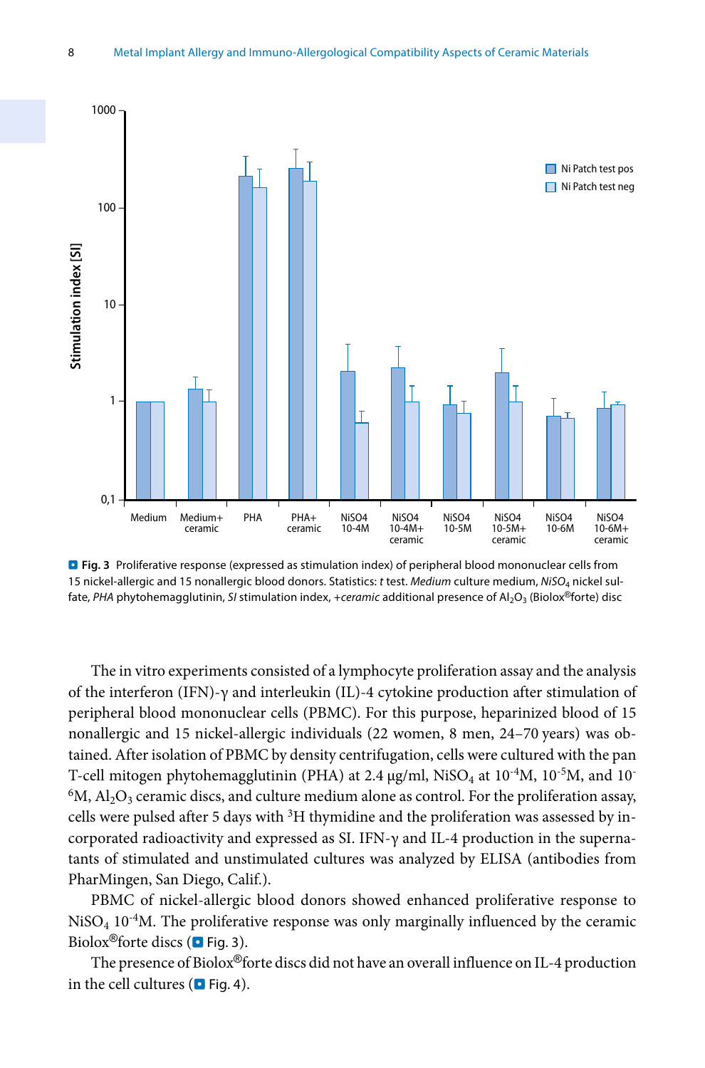**Fig. 3** Proliferative response (expressed as stimulation index) of peripheral blood mononuclear cells from 15 nickel-allergic and 15 nonallergic blood donors. Statistics: *t* test. *Medium* culture medium, *$NiSO_4$* nickel sulfate, *PHA* phytohemagglutinin, *SI* stimulation index, *+ceramic* additional presence of $Al_2O_3$ (Biolox®forte) disc

The in vitro experiments consisted of a lymphocyte proliferation assay and the analysis of the interferon (IFN)-γ and interleukin (IL)-4 cytokine production after stimulation of peripheral blood mononuclear cells (PBMC). For this purpose, heparinized blood of 15 nonallergic and 15 nickel-allergic individuals (22 women, 8 men, 24–70 years) was obtained. After isolation of PBMC by density centrifugation, cells were cultured with the pan T-cell mitogen phytohemagglutinin (PHA) at 2.4 µg/ml, $NiSO_4$ at $10^{-4}$M, $10^{-5}$M, and $10^{-6}$M, $Al_2O_3$ ceramic discs, and culture medium alone as control. For the proliferation assay, cells were pulsed after 5 days with $^3H$ thymidine and the proliferation was assessed by incorporated radioactivity and expressed as SI. IFN-γ and IL-4 production in the supernatants of stimulated and unstimulated cultures was analyzed by ELISA (antibodies from PharMingen, San Diego, Calif.).

PBMC of nickel-allergic blood donors showed enhanced proliferative response to $NiSO_4$ $10^{-4}$M. The proliferative response was only marginally influenced by the ceramic Biolox®forte discs (Fig. 3).

The presence of Biolox®forte discs did not have an overall influence on IL-4 production in the cell cultures (Fig. 4).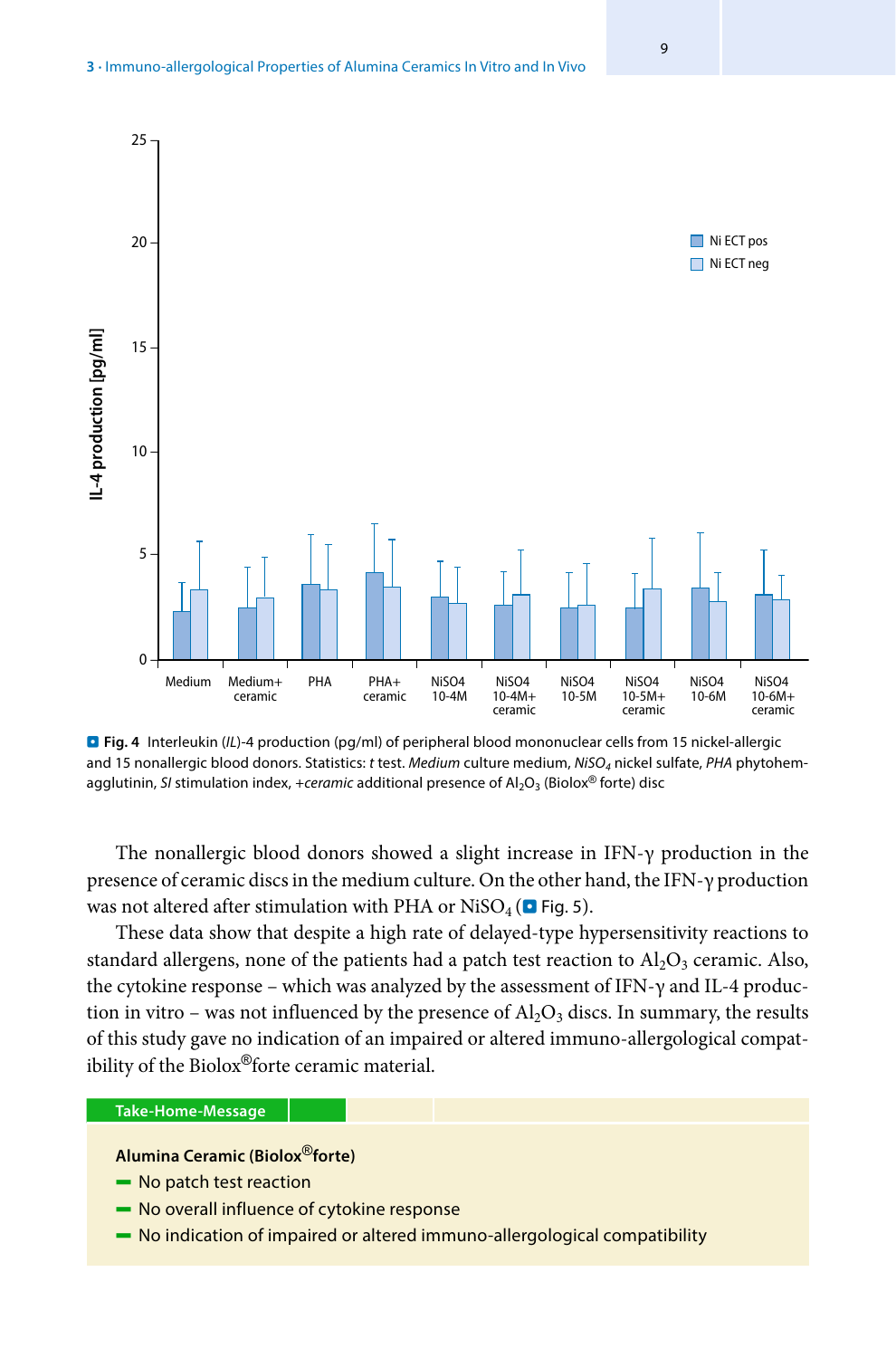**Fig. 4** Interleukin (*IL*)-4 production (pg/ml) of peripheral blood mononuclear cells from 15 nickel-allergic and 15 nonallergic blood donors. Statistics: *t* test. *Medium* culture medium, $NiSO_4$ nickel sulfate, *PHA* phytohemagglutinin, *SI* stimulation index, *+ceramic* additional presence of $Al_2O_3$ (Biolox® forte) disc

The nonallergic blood donors showed a slight increase in IFN-γ production in the presence of ceramic discs in the medium culture. On the other hand, the IFN-γ production was not altered after stimulation with PHA or $NiSO_4$ (Fig. 5).

These data show that despite a high rate of delayed-type hypersensitivity reactions to standard allergens, none of the patients had a patch test reaction to $Al_2O_3$ ceramic. Also, the cytokine response – which was analyzed by the assessment of IFN-γ and IL-4 production in vitro – was not influenced by the presence of $Al_2O_3$ discs. In summary, the results of this study gave no indication of an impaired or altered immuno-allergological compatibility of the Biolox®forte ceramic material.

**Take-Home-Message**

**Alumina Ceramic (Biolox®forte)**

- No patch test reaction
- No overall influence of cytokine response
- No indication of impaired or altered immuno-allergological compatibility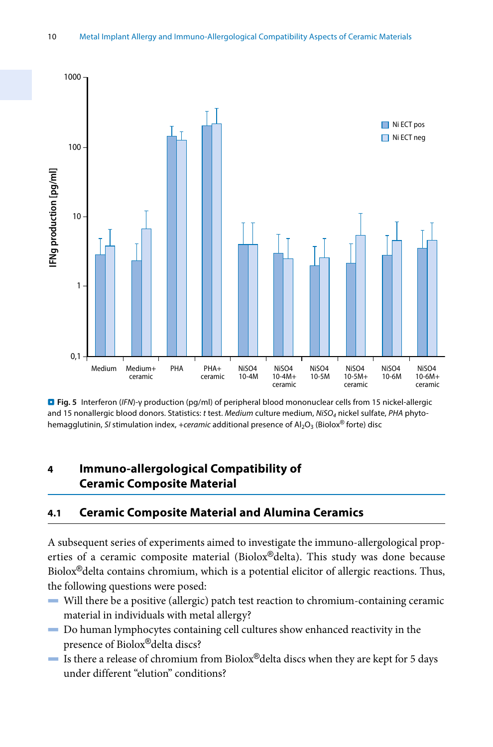**Fig. 5** Interferon (*IFN*)-γ production (pg/ml) of peripheral blood mononuclear cells from 15 nickel-allergic and 15 nonallergic blood donors. Statistics: *t* test. *Medium* culture medium, *$NiSO_4$* nickel sulfate, *PHA* phytohemagglutinin, *SI* stimulation index, *+ceramic* additional presence of $Al_2O_3$ (Biolox® forte) disc

## 4 Immuno-allergological Compatibility of Ceramic Composite Material

### 4.1 Ceramic Composite Material and Alumina Ceramics

A subsequent series of experiments aimed to investigate the immuno-allergological properties of a ceramic composite material (Biolox®delta). This study was done because Biolox®delta contains chromium, which is a potential elicitor of allergic reactions. Thus, the following questions were posed:

- Will there be a positive (allergic) patch test reaction to chromium-containing ceramic material in individuals with metal allergy?
- Do human lymphocytes containing cell cultures show enhanced reactivity in the presence of Biolox®delta discs?
- Is there a release of chromium from Biolox®delta discs when they are kept for 5 days under different "elution" conditions?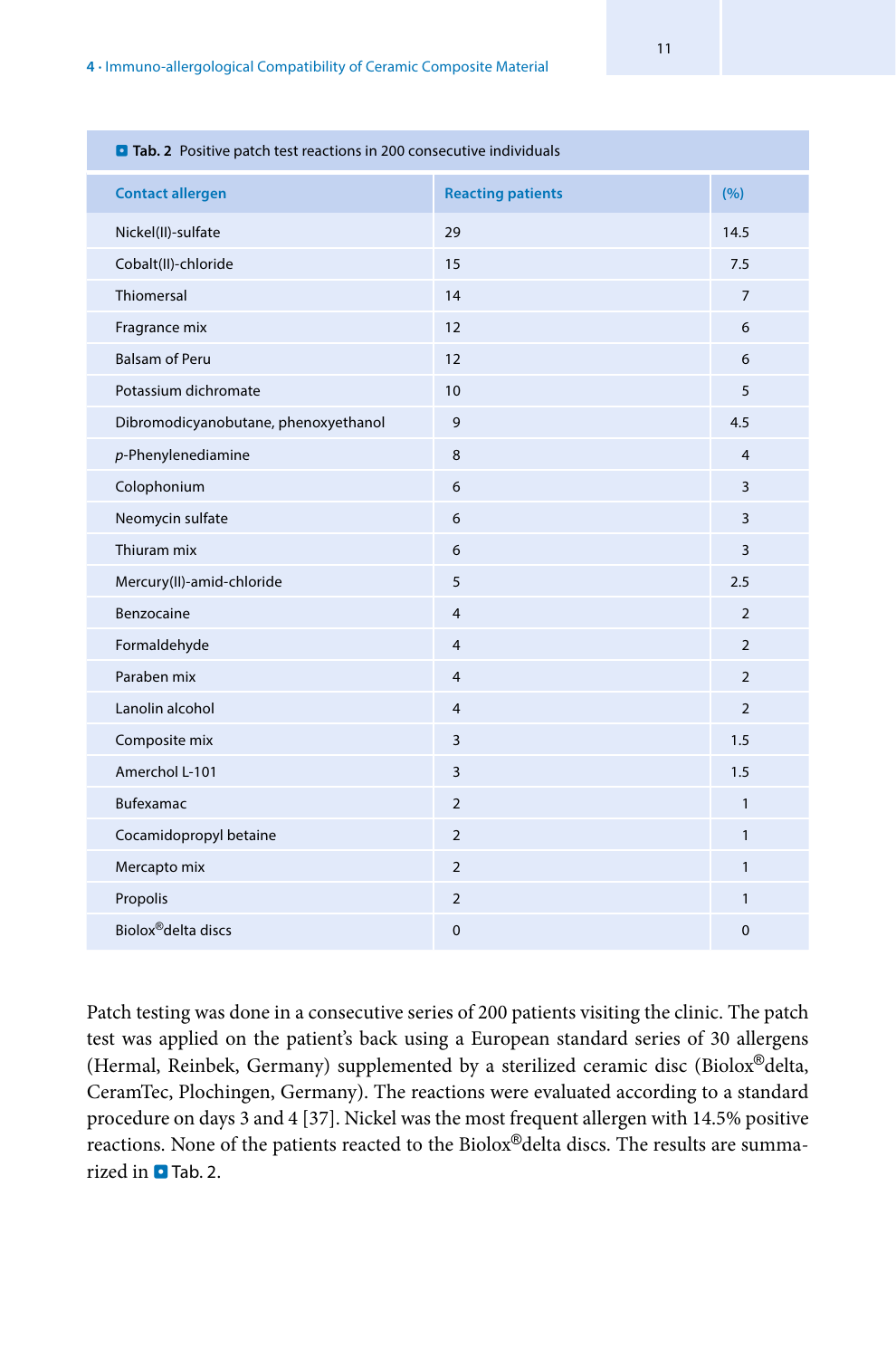**Tab. 2** Positive patch test reactions in 200 consecutive individuals

| Contact allergen | Reacting patients | (%) |
|---|---|---|
| Nickel(II)-sulfate | 29 | 14.5 |
| Cobalt(II)-chloride | 15 | 7.5 |
| Thiomersal | 14 | 7 |
| Fragrance mix | 12 | 6 |
| Balsam of Peru | 12 | 6 |
| Potassium dichromate | 10 | 5 |
| Dibromodicyanobutane, phenoxyethanol | 9 | 4.5 |
| *p*-Phenylenediamine | 8 | 4 |
| Colophonium | 6 | 3 |
| Neomycin sulfate | 6 | 3 |
| Thiuram mix | 6 | 3 |
| Mercury(II)-amid-chloride | 5 | 2.5 |
| Benzocaine | 4 | 2 |
| Formaldehyde | 4 | 2 |
| Paraben mix | 4 | 2 |
| Lanolin alcohol | 4 | 2 |
| Composite mix | 3 | 1.5 |
| Amerchol L-101 | 3 | 1.5 |
| Bufexamac | 2 | 1 |
| Cocamidopropyl betaine | 2 | 1 |
| Mercapto mix | 2 | 1 |
| Propolis | 2 | 1 |
| Biolox®delta discs | 0 | 0 |

Patch testing was done in a consecutive series of 200 patients visiting the clinic. The patch test was applied on the patient's back using a European standard series of 30 allergens (Hermal, Reinbek, Germany) supplemented by a sterilized ceramic disc (Biolox®delta, CeramTec, Plochingen, Germany). The reactions were evaluated according to a standard procedure on days 3 and 4 [37]. Nickel was the most frequent allergen with 14.5% positive reactions. None of the patients reacted to the Biolox®delta discs. The results are summarized in Tab. 2.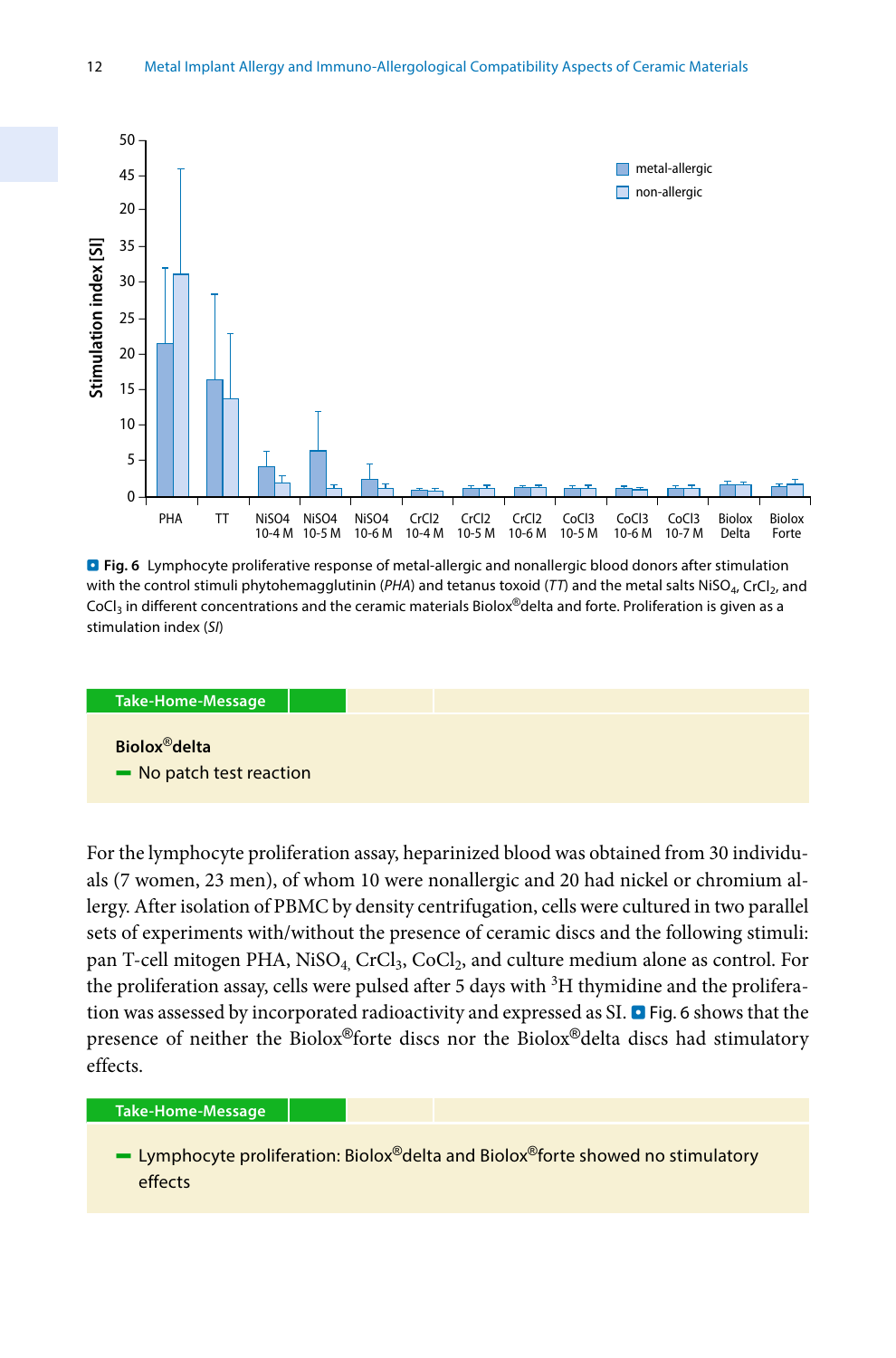**Fig. 6** Lymphocyte proliferative response of metal-allergic and nonallergic blood donors after stimulation with the control stimuli phytohemagglutinin (*PHA*) and tetanus toxoid (*TT*) and the metal salts $NiSO_4$, $CrCl_2$, and $CoCl_3$ in different concentrations and the ceramic materials Biolox®delta and forte. Proliferation is given as a stimulation index (*SI*)

> **Take-Home-Message**
>
> **Biolox®delta**
>
> - No patch test reaction

For the lymphocyte proliferation assay, heparinized blood was obtained from 30 individuals (7 women, 23 men), of whom 10 were nonallergic and 20 had nickel or chromium allergy. After isolation of PBMC by density centrifugation, cells were cultured in two parallel sets of experiments with/without the presence of ceramic discs and the following stimuli: pan T-cell mitogen PHA, $NiSO_4$, $CrCl_3$, $CoCl_2$, and culture medium alone as control. For the proliferation assay, cells were pulsed after 5 days with $^3H$ thymidine and the proliferation was assessed by incorporated radioactivity and expressed as SI. Fig. 6 shows that the presence of neither the Biolox®forte discs nor the Biolox®delta discs had stimulatory effects.

> **Take-Home-Message**
>
> - Lymphocyte proliferation: Biolox®delta and Biolox®forte showed no stimulatory effects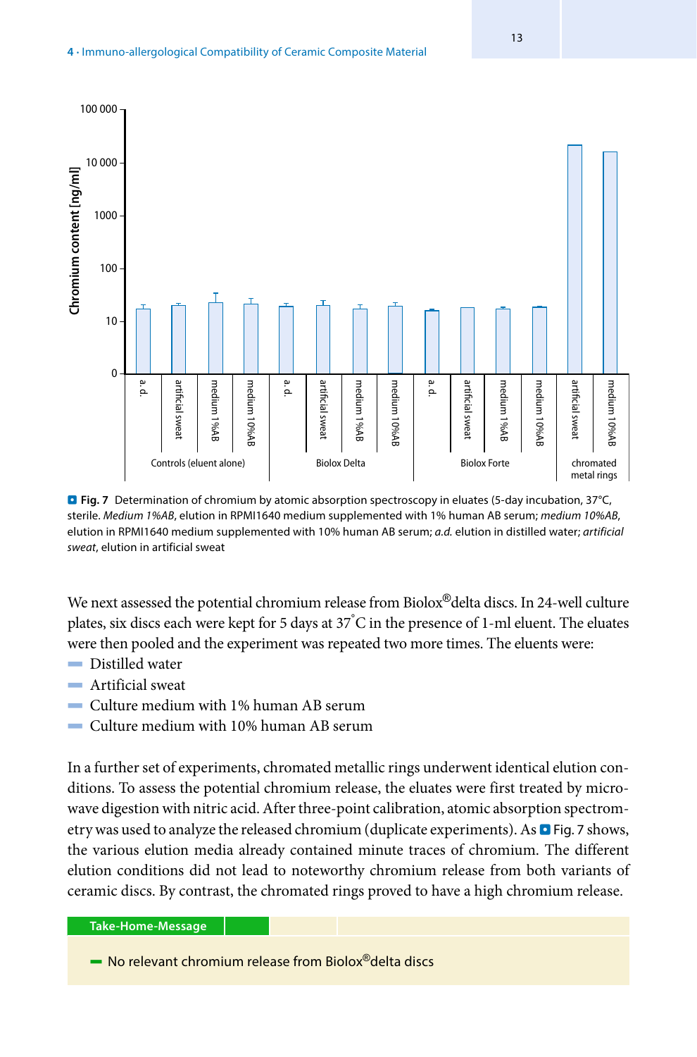**Fig. 7** Determination of chromium by atomic absorption spectroscopy in eluates (5-day incubation, 37°C, sterile. *Medium 1%AB*, elution in RPMI1640 medium supplemented with 1% human AB serum; *medium 10%AB*, elution in RPMI1640 medium supplemented with 10% human AB serum; *a.d.* elution in distilled water; *artificial sweat*, elution in artificial sweat

We next assessed the potential chromium release from Biolox®delta discs. In 24-well culture plates, six discs each were kept for 5 days at 37°C in the presence of 1-ml eluent. The eluates were then pooled and the experiment was repeated two more times. The eluents were:

- Distilled water
- Artificial sweat
- Culture medium with 1% human AB serum
- Culture medium with 10% human AB serum

In a further set of experiments, chromated metallic rings underwent identical elution conditions. To assess the potential chromium release, the eluates were first treated by microwave digestion with nitric acid. After three-point calibration, atomic absorption spectrometry was used to analyze the released chromium (duplicate experiments). As Fig. 7 shows, the various elution media already contained minute traces of chromium. The different elution conditions did not lead to noteworthy chromium release from both variants of ceramic discs. By contrast, the chromated rings proved to have a high chromium release.

**Take-Home-Message**

- No relevant chromium release from Biolox®delta discs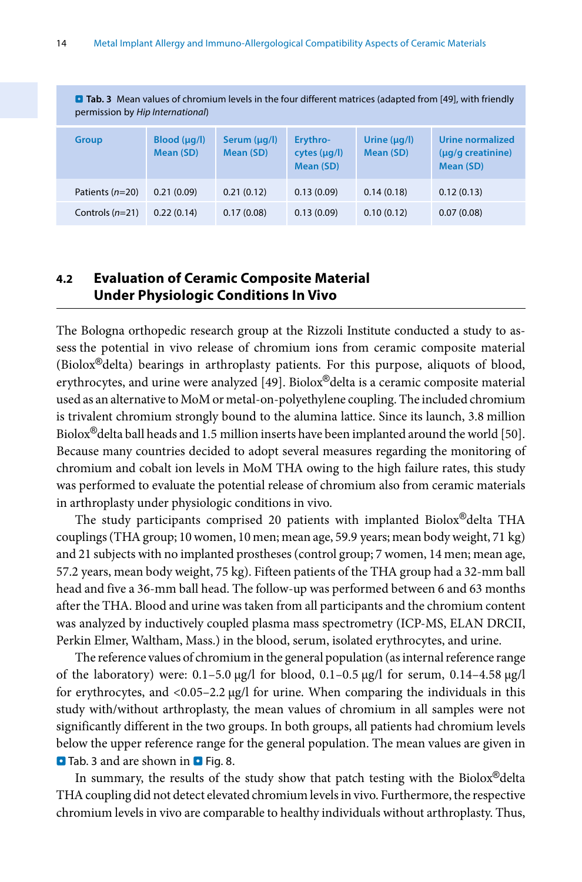■ **Tab. 3** Mean values of chromium levels in the four different matrices (adapted from [49], with friendly permission by *Hip International*)

| Group | Blood (µg/l) Mean (SD) | Serum (µg/l) Mean (SD) | Erythro-cytes (µg/l) Mean (SD) | Urine (µg/l) Mean (SD) | Urine normalized (µg/g creatinine) Mean (SD) |
|---|---|---|---|---|---|
| Patients (*n*=20) | 0.21 (0.09) | 0.21 (0.12) | 0.13 (0.09) | 0.14 (0.18) | 0.12 (0.13) |
| Controls (*n*=21) | 0.22 (0.14) | 0.17 (0.08) | 0.13 (0.09) | 0.10 (0.12) | 0.07 (0.08) |

## 4.2 Evaluation of Ceramic Composite Material Under Physiologic Conditions In Vivo

The Bologna orthopedic research group at the Rizzoli Institute conducted a study to assess the potential in vivo release of chromium ions from ceramic composite material (Biolox®delta) bearings in arthroplasty patients. For this purpose, aliquots of blood, erythrocytes, and urine were analyzed [49]. Biolox®delta is a ceramic composite material used as an alternative to MoM or metal-on-polyethylene coupling. The included chromium is trivalent chromium strongly bound to the alumina lattice. Since its launch, 3.8 million Biolox®delta ball heads and 1.5 million inserts have been implanted around the world [50]. Because many countries decided to adopt several measures regarding the monitoring of chromium and cobalt ion levels in MoM THA owing to the high failure rates, this study was performed to evaluate the potential release of chromium also from ceramic materials in arthroplasty under physiologic conditions in vivo.

The study participants comprised 20 patients with implanted Biolox®delta THA couplings (THA group; 10 women, 10 men; mean age, 59.9 years; mean body weight, 71 kg) and 21 subjects with no implanted prostheses (control group; 7 women, 14 men; mean age, 57.2 years, mean body weight, 75 kg). Fifteen patients of the THA group had a 32-mm ball head and five a 36-mm ball head. The follow-up was performed between 6 and 63 months after the THA. Blood and urine was taken from all participants and the chromium content was analyzed by inductively coupled plasma mass spectrometry (ICP-MS, ELAN DRCII, Perkin Elmer, Waltham, Mass.) in the blood, serum, isolated erythrocytes, and urine.

The reference values of chromium in the general population (as internal reference range of the laboratory) were: 0.1–5.0 µg/l for blood, 0.1–0.5 µg/l for serum, 0.14–4.58 µg/l for erythrocytes, and <0.05–2.2 µg/l for urine. When comparing the individuals in this study with/without arthroplasty, the mean values of chromium in all samples were not significantly different in the two groups. In both groups, all patients had chromium levels below the upper reference range for the general population. The mean values are given in ■ Tab. 3 and are shown in ■ Fig. 8.

In summary, the results of the study show that patch testing with the Biolox®delta THA coupling did not detect elevated chromium levels in vivo. Furthermore, the respective chromium levels in vivo are comparable to healthy individuals without arthroplasty. Thus,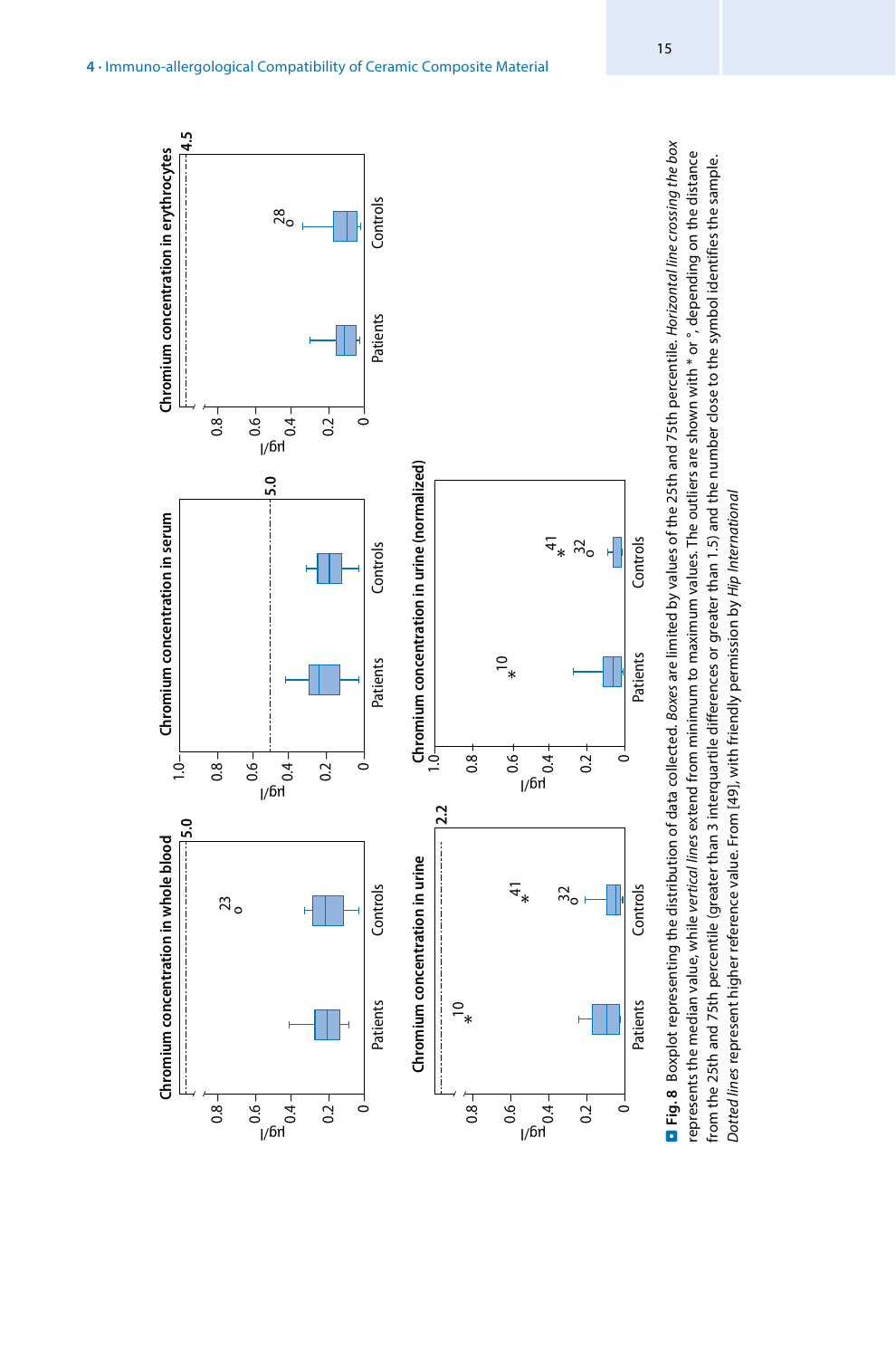Chromium concentration in whole blood

Chromium concentration in serum

Chromium concentration in erythrocytes

Chromium concentration in urine

Chromium concentration in urine (normalized)

**Fig. 8** Boxplot representing the distribution of data collected. *Boxes* are limited by values of the 25th and 75th percentile. *Horizontal line crossing the box* represents the median value, while *vertical lines* extend from minimum to maximum values. The outliers are shown with * or °, depending on the distance from the 25th and 75th percentile (greater than 3 interquartile differences or greater than 1.5) and the number close to the symbol identifies the sample. *Dotted lines* represent higher reference value. From [49], with friendly permission by *Hip International*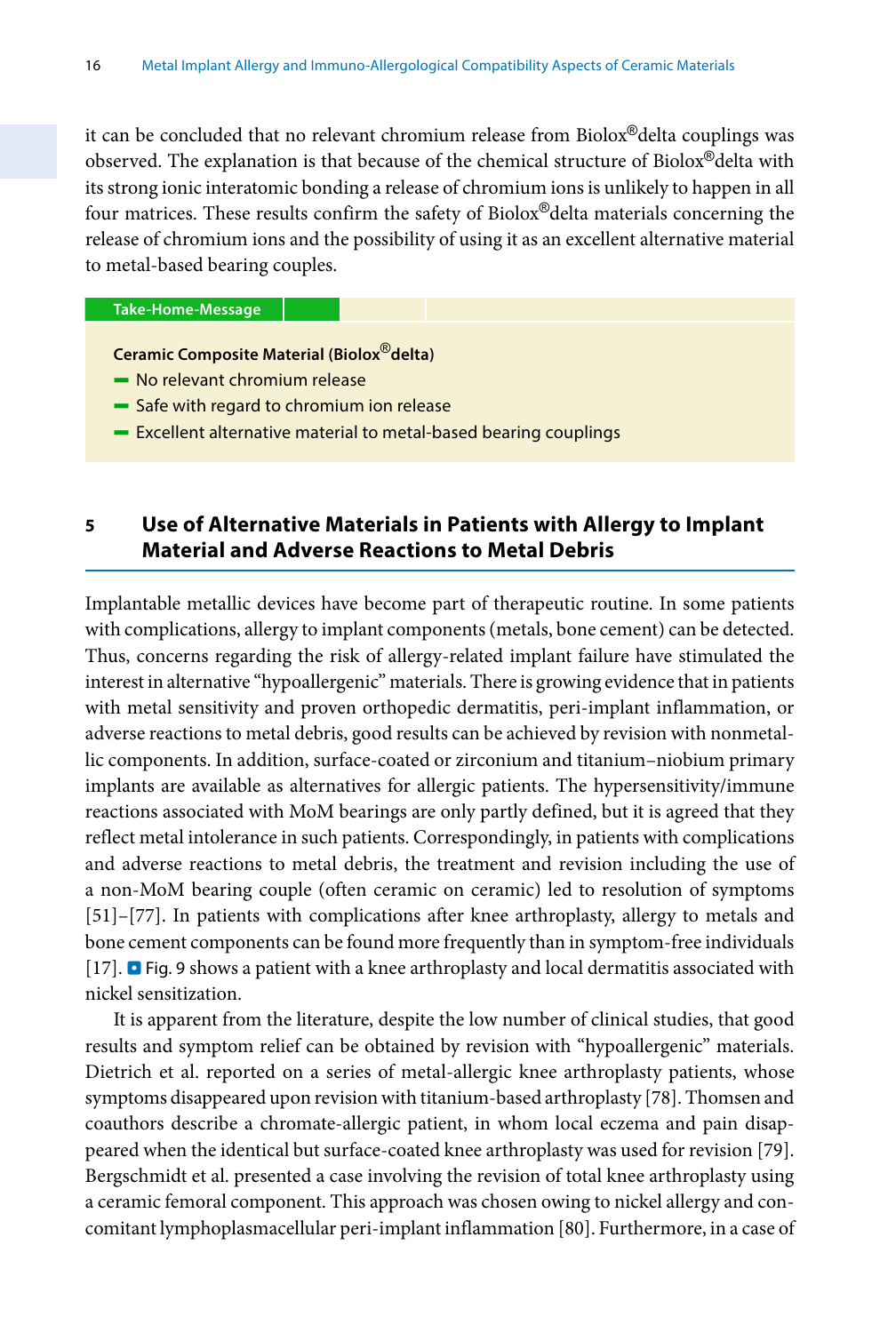it can be concluded that no relevant chromium release from Biolox®delta couplings was observed. The explanation is that because of the chemical structure of Biolox®delta with its strong ionic interatomic bonding a release of chromium ions is unlikely to happen in all four matrices. These results confirm the safety of Biolox®delta materials concerning the release of chromium ions and the possibility of using it as an excellent alternative material to metal-based bearing couples.

**Take-Home-Message**

**Ceramic Composite Material (Biolox®delta)**

- No relevant chromium release
- Safe with regard to chromium ion release
- Excellent alternative material to metal-based bearing couplings

## 5 Use of Alternative Materials in Patients with Allergy to Implant Material and Adverse Reactions to Metal Debris

Implantable metallic devices have become part of therapeutic routine. In some patients with complications, allergy to implant components (metals, bone cement) can be detected. Thus, concerns regarding the risk of allergy-related implant failure have stimulated the interest in alternative "hypoallergenic" materials. There is growing evidence that in patients with metal sensitivity and proven orthopedic dermatitis, peri-implant inflammation, or adverse reactions to metal debris, good results can be achieved by revision with nonmetallic components. In addition, surface-coated or zirconium and titanium–niobium primary implants are available as alternatives for allergic patients. The hypersensitivity/immune reactions associated with MoM bearings are only partly defined, but it is agreed that they reflect metal intolerance in such patients. Correspondingly, in patients with complications and adverse reactions to metal debris, the treatment and revision including the use of a non-MoM bearing couple (often ceramic on ceramic) led to resolution of symptoms [51]–[77]. In patients with complications after knee arthroplasty, allergy to metals and bone cement components can be found more frequently than in symptom-free individuals [17]. ◘ Fig. 9 shows a patient with a knee arthroplasty and local dermatitis associated with nickel sensitization.

It is apparent from the literature, despite the low number of clinical studies, that good results and symptom relief can be obtained by revision with "hypoallergenic" materials. Dietrich et al. reported on a series of metal-allergic knee arthroplasty patients, whose symptoms disappeared upon revision with titanium-based arthroplasty [78]. Thomsen and coauthors describe a chromate-allergic patient, in whom local eczema and pain disappeared when the identical but surface-coated knee arthroplasty was used for revision [79]. Bergschmidt et al. presented a case involving the revision of total knee arthroplasty using a ceramic femoral component. This approach was chosen owing to nickel allergy and concomitant lymphoplasmacellular peri-implant inflammation [80]. Furthermore, in a case of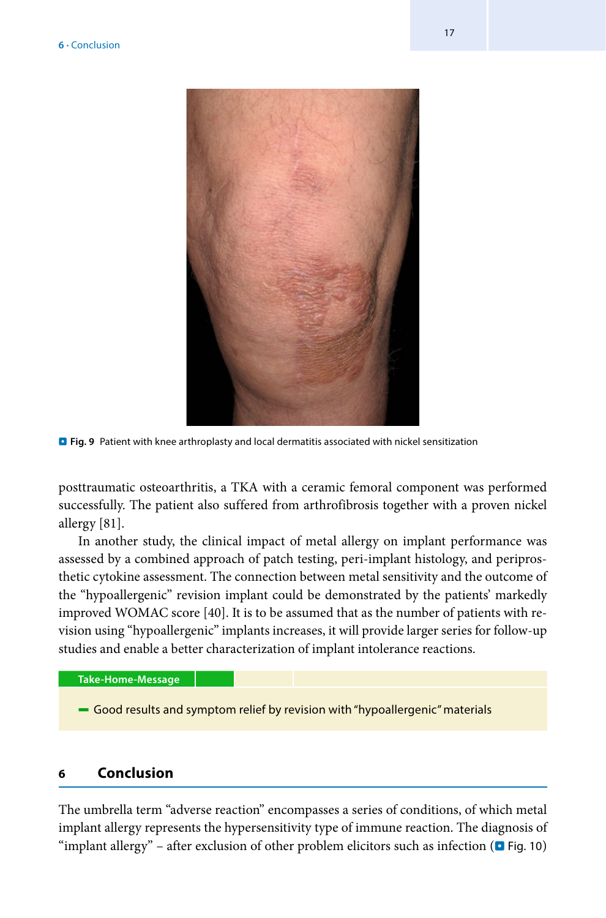Fig. 9 Patient with knee arthroplasty and local dermatitis associated with nickel sensitization

posttraumatic osteoarthritis, a TKA with a ceramic femoral component was performed successfully. The patient also suffered from arthrofibrosis together with a proven nickel allergy [81].

In another study, the clinical impact of metal allergy on implant performance was assessed by a combined approach of patch testing, peri-implant histology, and periprosthetic cytokine assessment. The connection between metal sensitivity and the outcome of the "hypoallergenic" revision implant could be demonstrated by the patients' markedly improved WOMAC score [40]. It is to be assumed that as the number of patients with revision using "hypoallergenic" implants increases, it will provide larger series for follow-up studies and enable a better characterization of implant intolerance reactions.

**Take-Home-Message**

- Good results and symptom relief by revision with "hypoallergenic" materials

## 6 Conclusion

The umbrella term "adverse reaction" encompasses a series of conditions, of which metal implant allergy represents the hypersensitivity type of immune reaction. The diagnosis of "implant allergy" – after exclusion of other problem elicitors such as infection (Fig. 10)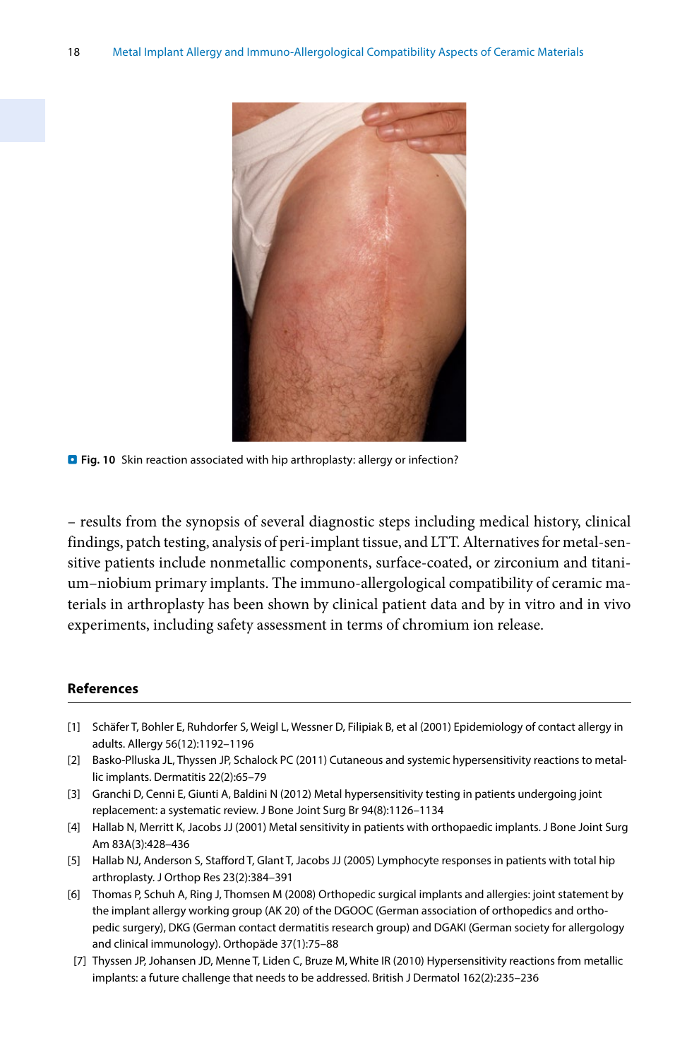**Fig. 10** Skin reaction associated with hip arthroplasty: allergy or infection?

– results from the synopsis of several diagnostic steps including medical history, clinical findings, patch testing, analysis of peri-implant tissue, and LTT. Alternatives for metal-sensitive patients include nonmetallic components, surface-coated, or zirconium and titanium–niobium primary implants. The immuno-allergological compatibility of ceramic materials in arthroplasty has been shown by clinical patient data and by in vitro and in vivo experiments, including safety assessment in terms of chromium ion release.

## References

[1] Schäfer T, Bohler E, Ruhdorfer S, Weigl L, Wessner D, Filipiak B, et al (2001) Epidemiology of contact allergy in adults. Allergy 56(12):1192–1196

[2] Basko-Plluska JL, Thyssen JP, Schalock PC (2011) Cutaneous and systemic hypersensitivity reactions to metallic implants. Dermatitis 22(2):65–79

[3] Granchi D, Cenni E, Giunti A, Baldini N (2012) Metal hypersensitivity testing in patients undergoing joint replacement: a systematic review. J Bone Joint Surg Br 94(8):1126–1134

[4] Hallab N, Merritt K, Jacobs JJ (2001) Metal sensitivity in patients with orthopaedic implants. J Bone Joint Surg Am 83A(3):428–436

[5] Hallab NJ, Anderson S, Stafford T, Glant T, Jacobs JJ (2005) Lymphocyte responses in patients with total hip arthroplasty. J Orthop Res 23(2):384–391

[6] Thomas P, Schuh A, Ring J, Thomsen M (2008) Orthopedic surgical implants and allergies: joint statement by the implant allergy working group (AK 20) of the DGOOC (German association of orthopedics and orthopedic surgery), DKG (German contact dermatitis research group) and DGAKI (German society for allergology and clinical immunology). Orthopäde 37(1):75–88

[7] Thyssen JP, Johansen JD, Menne T, Liden C, Bruze M, White IR (2010) Hypersensitivity reactions from metallic implants: a future challenge that needs to be addressed. British J Dermatol 162(2):235–236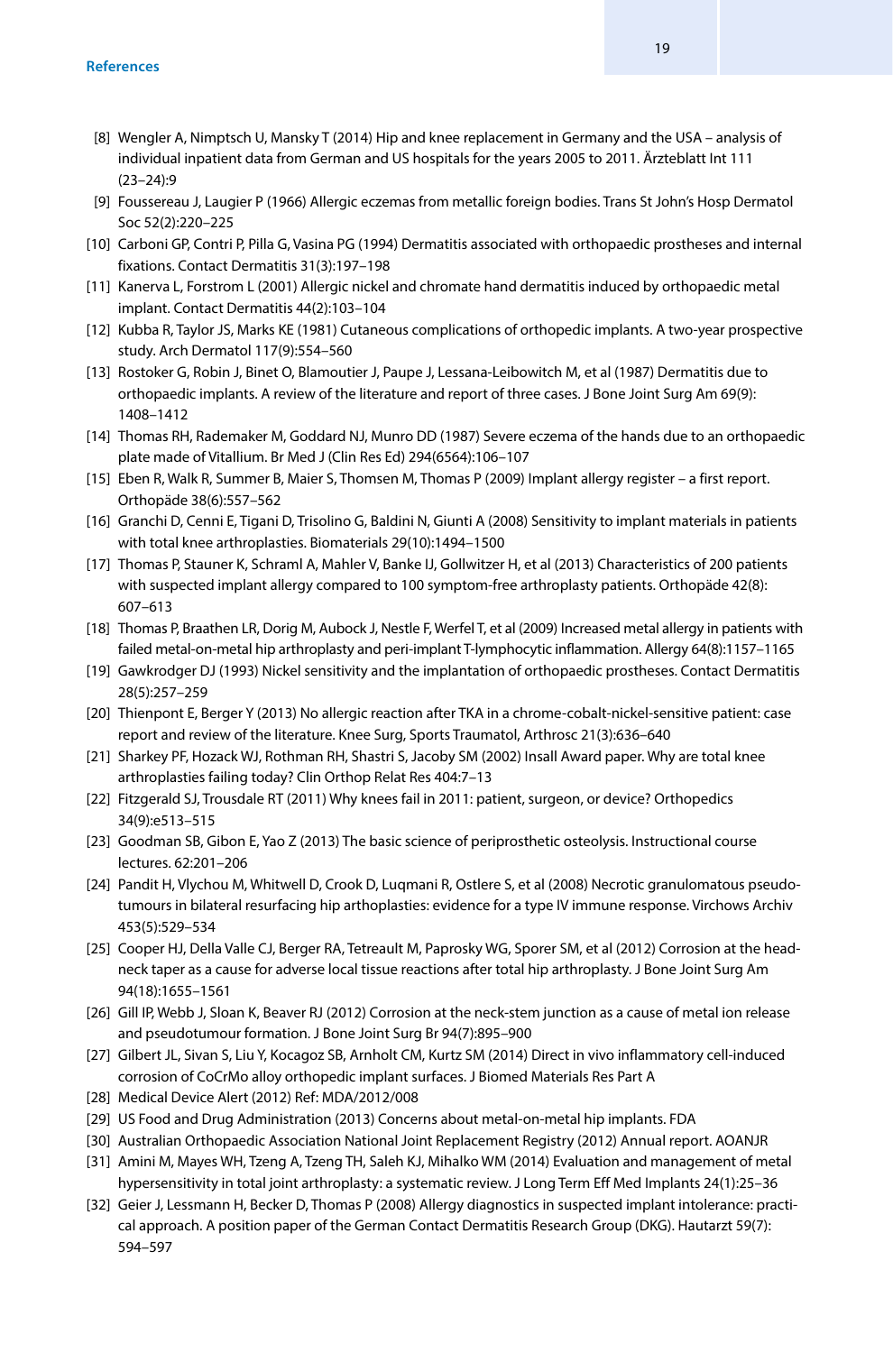[8] Wengler A, Nimptsch U, Mansky T (2014) Hip and knee replacement in Germany and the USA – analysis of individual inpatient data from German and US hospitals for the years 2005 to 2011. Ärzteblatt Int 111 (23–24):9

[9] Foussereau J, Laugier P (1966) Allergic eczemas from metallic foreign bodies. Trans St John's Hosp Dermatol Soc 52(2):220–225

[10] Carboni GP, Contri P, Pilla G, Vasina PG (1994) Dermatitis associated with orthopaedic prostheses and internal fixations. Contact Dermatitis 31(3):197–198

[11] Kanerva L, Forstrom L (2001) Allergic nickel and chromate hand dermatitis induced by orthopaedic metal implant. Contact Dermatitis 44(2):103–104

[12] Kubba R, Taylor JS, Marks KE (1981) Cutaneous complications of orthopedic implants. A two-year prospective study. Arch Dermatol 117(9):554–560

[13] Rostoker G, Robin J, Binet O, Blamoutier J, Paupe J, Lessana-Leibowitch M, et al (1987) Dermatitis due to orthopaedic implants. A review of the literature and report of three cases. J Bone Joint Surg Am 69(9): 1408–1412

[14] Thomas RH, Rademaker M, Goddard NJ, Munro DD (1987) Severe eczema of the hands due to an orthopaedic plate made of Vitallium. Br Med J (Clin Res Ed) 294(6564):106–107

[15] Eben R, Walk R, Summer B, Maier S, Thomsen M, Thomas P (2009) Implant allergy register – a first report. Orthopäde 38(6):557–562

[16] Granchi D, Cenni E, Tigani D, Trisolino G, Baldini N, Giunti A (2008) Sensitivity to implant materials in patients with total knee arthroplasties. Biomaterials 29(10):1494–1500

[17] Thomas P, Stauner K, Schraml A, Mahler V, Banke IJ, Gollwitzer H, et al (2013) Characteristics of 200 patients with suspected implant allergy compared to 100 symptom-free arthroplasty patients. Orthopäde 42(8): 607–613

[18] Thomas P, Braathen LR, Dorig M, Aubock J, Nestle F, Werfel T, et al (2009) Increased metal allergy in patients with failed metal-on-metal hip arthroplasty and peri-implant T-lymphocytic inflammation. Allergy 64(8):1157–1165

[19] Gawkrodger DJ (1993) Nickel sensitivity and the implantation of orthopaedic prostheses. Contact Dermatitis 28(5):257–259

[20] Thienpont E, Berger Y (2013) No allergic reaction after TKA in a chrome-cobalt-nickel-sensitive patient: case report and review of the literature. Knee Surg, Sports Traumatol, Arthrosc 21(3):636–640

[21] Sharkey PF, Hozack WJ, Rothman RH, Shastri S, Jacoby SM (2002) Insall Award paper. Why are total knee arthroplasties failing today? Clin Orthop Relat Res 404:7–13

[22] Fitzgerald SJ, Trousdale RT (2011) Why knees fail in 2011: patient, surgeon, or device? Orthopedics 34(9):e513–515

[23] Goodman SB, Gibon E, Yao Z (2013) The basic science of periprosthetic osteolysis. Instructional course lectures. 62:201–206

[24] Pandit H, Vlychou M, Whitwell D, Crook D, Luqmani R, Ostlere S, et al (2008) Necrotic granulomatous pseudotumours in bilateral resurfacing hip arthoplasties: evidence for a type IV immune response. Virchows Archiv 453(5):529–534

[25] Cooper HJ, Della Valle CJ, Berger RA, Tetreault M, Paprosky WG, Sporer SM, et al (2012) Corrosion at the head-neck taper as a cause for adverse local tissue reactions after total hip arthroplasty. J Bone Joint Surg Am 94(18):1655–1561

[26] Gill IP, Webb J, Sloan K, Beaver RJ (2012) Corrosion at the neck-stem junction as a cause of metal ion release and pseudotumour formation. J Bone Joint Surg Br 94(7):895–900

[27] Gilbert JL, Sivan S, Liu Y, Kocagoz SB, Arnholt CM, Kurtz SM (2014) Direct in vivo inflammatory cell-induced corrosion of CoCrMo alloy orthopedic implant surfaces. J Biomed Materials Res Part A

[28] Medical Device Alert (2012) Ref: MDA/2012/008

[29] US Food and Drug Administration (2013) Concerns about metal-on-metal hip implants. FDA

[30] Australian Orthopaedic Association National Joint Replacement Registry (2012) Annual report. AOANJR

[31] Amini M, Mayes WH, Tzeng A, Tzeng TH, Saleh KJ, Mihalko WM (2014) Evaluation and management of metal hypersensitivity in total joint arthroplasty: a systematic review. J Long Term Eff Med Implants 24(1):25–36

[32] Geier J, Lessmann H, Becker D, Thomas P (2008) Allergy diagnostics in suspected implant intolerance: practical approach. A position paper of the German Contact Dermatitis Research Group (DKG). Hautarzt 59(7): 594–597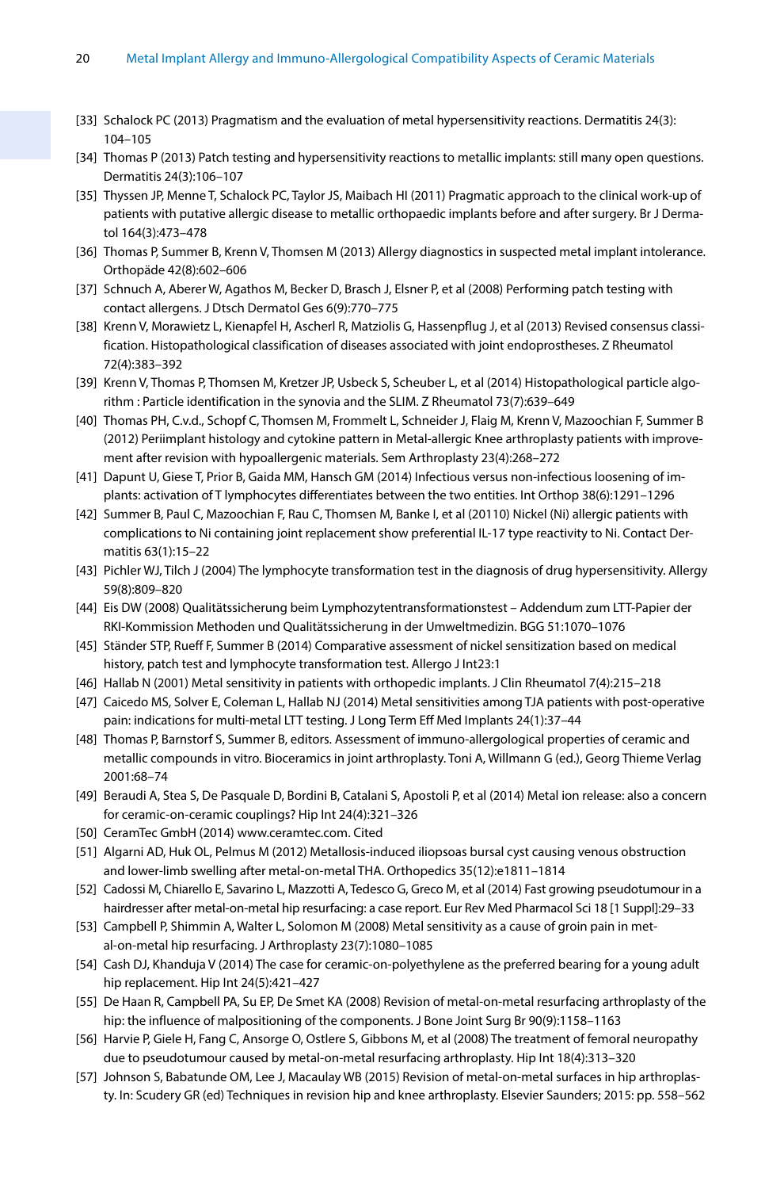[33] Schalock PC (2013) Pragmatism and the evaluation of metal hypersensitivity reactions. Dermatitis 24(3): 104–105

[34] Thomas P (2013) Patch testing and hypersensitivity reactions to metallic implants: still many open questions. Dermatitis 24(3):106–107

[35] Thyssen JP, Menne T, Schalock PC, Taylor JS, Maibach HI (2011) Pragmatic approach to the clinical work-up of patients with putative allergic disease to metallic orthopaedic implants before and after surgery. Br J Dermatol 164(3):473–478

[36] Thomas P, Summer B, Krenn V, Thomsen M (2013) Allergy diagnostics in suspected metal implant intolerance. Orthopäde 42(8):602–606

[37] Schnuch A, Aberer W, Agathos M, Becker D, Brasch J, Elsner P, et al (2008) Performing patch testing with contact allergens. J Dtsch Dermatol Ges 6(9):770–775

[38] Krenn V, Morawietz L, Kienapfel H, Ascherl R, Matziolis G, Hassenpflug J, et al (2013) Revised consensus classification. Histopathological classification of diseases associated with joint endoprostheses. Z Rheumatol 72(4):383–392

[39] Krenn V, Thomas P, Thomsen M, Kretzer JP, Usbeck S, Scheuber L, et al (2014) Histopathological particle algorithm : Particle identification in the synovia and the SLIM. Z Rheumatol 73(7):639–649

[40] Thomas PH, C.v.d., Schopf C, Thomsen M, Frommelt L, Schneider J, Flaig M, Krenn V, Mazoochian F, Summer B (2012) Periimplant histology and cytokine pattern in Metal-allergic Knee arthroplasty patients with improvement after revision with hypoallergenic materials. Sem Arthroplasty 23(4):268–272

[41] Dapunt U, Giese T, Prior B, Gaida MM, Hansch GM (2014) Infectious versus non-infectious loosening of implants: activation of T lymphocytes differentiates between the two entities. Int Orthop 38(6):1291–1296

[42] Summer B, Paul C, Mazoochian F, Rau C, Thomsen M, Banke I, et al (20110) Nickel (Ni) allergic patients with complications to Ni containing joint replacement show preferential IL-17 type reactivity to Ni. Contact Dermatitis 63(1):15–22

[43] Pichler WJ, Tilch J (2004) The lymphocyte transformation test in the diagnosis of drug hypersensitivity. Allergy 59(8):809–820

[44] Eis DW (2008) Qualitätssicherung beim Lymphozytentransformationstest – Addendum zum LTT-Papier der RKI-Kommission Methoden und Qualitätssicherung in der Umweltmedizin. BGG 51:1070–1076

[45] Ständer STP, Rueff F, Summer B (2014) Comparative assessment of nickel sensitization based on medical history, patch test and lymphocyte transformation test. Allergo J Int23:1

[46] Hallab N (2001) Metal sensitivity in patients with orthopedic implants. J Clin Rheumatol 7(4):215–218

[47] Caicedo MS, Solver E, Coleman L, Hallab NJ (2014) Metal sensitivities among TJA patients with post-operative pain: indications for multi-metal LTT testing. J Long Term Eff Med Implants 24(1):37–44

[48] Thomas P, Barnstorf S, Summer B, editors. Assessment of immuno-allergological properties of ceramic and metallic compounds in vitro. Bioceramics in joint arthroplasty. Toni A, Willmann G (ed.), Georg Thieme Verlag 2001:68–74

[49] Beraudi A, Stea S, De Pasquale D, Bordini B, Catalani S, Apostoli P, et al (2014) Metal ion release: also a concern for ceramic-on-ceramic couplings? Hip Int 24(4):321–326

[50] CeramTec GmbH (2014) www.ceramtec.com. Cited

[51] Algarni AD, Huk OL, Pelmus M (2012) Metallosis-induced iliopsoas bursal cyst causing venous obstruction and lower-limb swelling after metal-on-metal THA. Orthopedics 35(12):e1811–1814

[52] Cadossi M, Chiarello E, Savarino L, Mazzotti A, Tedesco G, Greco M, et al (2014) Fast growing pseudotumour in a hairdresser after metal-on-metal hip resurfacing: a case report. Eur Rev Med Pharmacol Sci 18 [1 Suppl]:29–33

[53] Campbell P, Shimmin A, Walter L, Solomon M (2008) Metal sensitivity as a cause of groin pain in metal-on-metal hip resurfacing. J Arthroplasty 23(7):1080–1085

[54] Cash DJ, Khanduja V (2014) The case for ceramic-on-polyethylene as the preferred bearing for a young adult hip replacement. Hip Int 24(5):421–427

[55] De Haan R, Campbell PA, Su EP, De Smet KA (2008) Revision of metal-on-metal resurfacing arthroplasty of the hip: the influence of malpositioning of the components. J Bone Joint Surg Br 90(9):1158–1163

[56] Harvie P, Giele H, Fang C, Ansorge O, Ostlere S, Gibbons M, et al (2008) The treatment of femoral neuropathy due to pseudotumour caused by metal-on-metal resurfacing arthroplasty. Hip Int 18(4):313–320

[57] Johnson S, Babatunde OM, Lee J, Macaulay WB (2015) Revision of metal-on-metal surfaces in hip arthroplasty. In: Scudery GR (ed) Techniques in revision hip and knee arthroplasty. Elsevier Saunders; 2015: pp. 558–562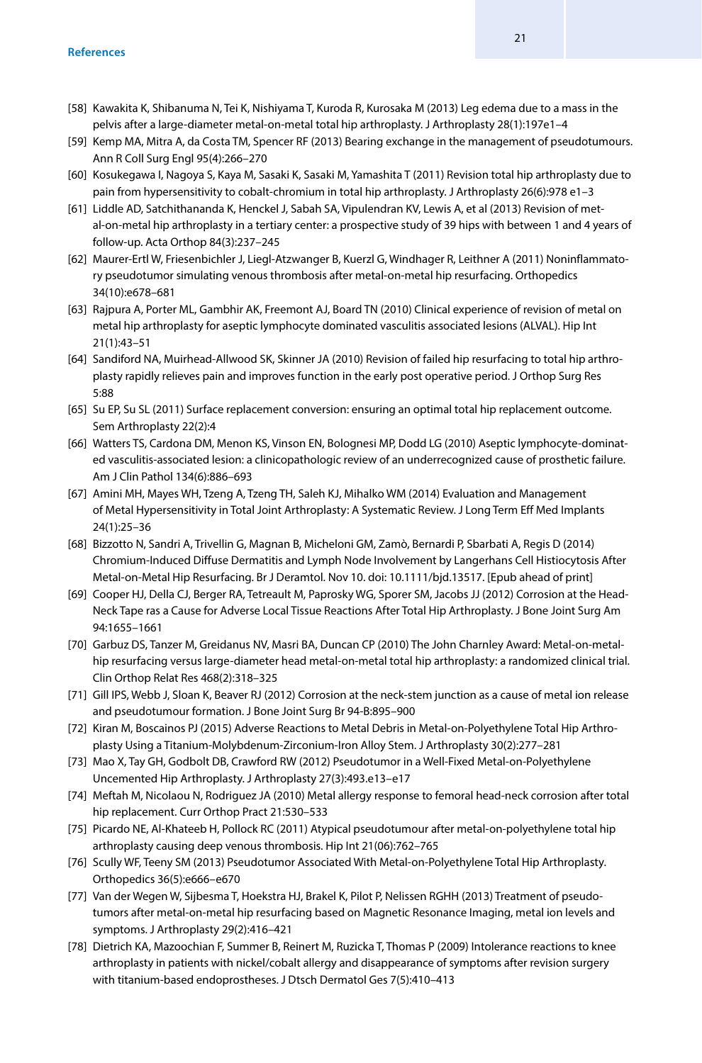[58] Kawakita K, Shibanuma N, Tei K, Nishiyama T, Kuroda R, Kurosaka M (2013) Leg edema due to a mass in the pelvis after a large-diameter metal-on-metal total hip arthroplasty. J Arthroplasty 28(1):197e1–4

[59] Kemp MA, Mitra A, da Costa TM, Spencer RF (2013) Bearing exchange in the management of pseudotumours. Ann R Coll Surg Engl 95(4):266–270

[60] Kosukegawa I, Nagoya S, Kaya M, Sasaki K, Sasaki M, Yamashita T (2011) Revision total hip arthroplasty due to pain from hypersensitivity to cobalt-chromium in total hip arthroplasty. J Arthroplasty 26(6):978 e1–3

[61] Liddle AD, Satchithananda K, Henckel J, Sabah SA, Vipulendran KV, Lewis A, et al (2013) Revision of metal-on-metal hip arthroplasty in a tertiary center: a prospective study of 39 hips with between 1 and 4 years of follow-up. Acta Orthop 84(3):237–245

[62] Maurer-Ertl W, Friesenbichler J, Liegl-Atzwanger B, Kuerzl G, Windhager R, Leithner A (2011) Noninflammatory pseudotumor simulating venous thrombosis after metal-on-metal hip resurfacing. Orthopedics 34(10):e678–681

[63] Rajpura A, Porter ML, Gambhir AK, Freemont AJ, Board TN (2010) Clinical experience of revision of metal on metal hip arthroplasty for aseptic lymphocyte dominated vasculitis associated lesions (ALVAL). Hip Int 21(1):43–51

[64] Sandiford NA, Muirhead-Allwood SK, Skinner JA (2010) Revision of failed hip resurfacing to total hip arthroplasty rapidly relieves pain and improves function in the early post operative period. J Orthop Surg Res 5:88

[65] Su EP, Su SL (2011) Surface replacement conversion: ensuring an optimal total hip replacement outcome. Sem Arthroplasty 22(2):4

[66] Watters TS, Cardona DM, Menon KS, Vinson EN, Bolognesi MP, Dodd LG (2010) Aseptic lymphocyte-dominated vasculitis-associated lesion: a clinicopathologic review of an underrecognized cause of prosthetic failure. Am J Clin Pathol 134(6):886–693

[67] Amini MH, Mayes WH, Tzeng A, Tzeng TH, Saleh KJ, Mihalko WM (2014) Evaluation and Management of Metal Hypersensitivity in Total Joint Arthroplasty: A Systematic Review. J Long Term Eff Med Implants 24(1):25–36

[68] Bizzotto N, Sandri A, Trivellin G, Magnan B, Micheloni GM, Zamò, Bernardi P, Sbarbati A, Regis D (2014) Chromium-Induced Diffuse Dermatitis and Lymph Node Involvement by Langerhans Cell Histiocytosis After Metal-on-Metal Hip Resurfacing. Br J Deramtol. Nov 10. doi: 10.1111/bjd.13517. [Epub ahead of print]

[69] Cooper HJ, Della CJ, Berger RA, Tetreault M, Paprosky WG, Sporer SM, Jacobs JJ (2012) Corrosion at the Head-Neck Tape ras a Cause for Adverse Local Tissue Reactions After Total Hip Arthroplasty. J Bone Joint Surg Am 94:1655–1661

[70] Garbuz DS, Tanzer M, Greidanus NV, Masri BA, Duncan CP (2010) The John Charnley Award: Metal-on-metal hip resurfacing versus large-diameter head metal-on-metal total hip arthroplasty: a randomized clinical trial. Clin Orthop Relat Res 468(2):318–325

[71] Gill IPS, Webb J, Sloan K, Beaver RJ (2012) Corrosion at the neck-stem junction as a cause of metal ion release and pseudotumour formation. J Bone Joint Surg Br 94-B:895–900

[72] Kiran M, Boscainos PJ (2015) Adverse Reactions to Metal Debris in Metal-on-Polyethylene Total Hip Arthroplasty Using a Titanium-Molybdenum-Zirconium-Iron Alloy Stem. J Arthroplasty 30(2):277–281

[73] Mao X, Tay GH, Godbolt DB, Crawford RW (2012) Pseudotumor in a Well-Fixed Metal-on-Polyethylene Uncemented Hip Arthroplasty. J Arthroplasty 27(3):493.e13–e17

[74] Meftah M, Nicolaou N, Rodriguez JA (2010) Metal allergy response to femoral head-neck corrosion after total hip replacement. Curr Orthop Pract 21:530–533

[75] Picardo NE, Al-Khateeb H, Pollock RC (2011) Atypical pseudotumour after metal-on-polyethylene total hip arthroplasty causing deep venous thrombosis. Hip Int 21(06):762–765

[76] Scully WF, Teeny SM (2013) Pseudotumor Associated With Metal-on-Polyethylene Total Hip Arthroplasty. Orthopedics 36(5):e666–e670

[77] Van der Wegen W, Sijbesma T, Hoekstra HJ, Brakel K, Pilot P, Nelissen RGHH (2013) Treatment of pseudotumors after metal-on-metal hip resurfacing based on Magnetic Resonance Imaging, metal ion levels and symptoms. J Arthroplasty 29(2):416–421

[78] Dietrich KA, Mazoochian F, Summer B, Reinert M, Ruzicka T, Thomas P (2009) Intolerance reactions to knee arthroplasty in patients with nickel/cobalt allergy and disappearance of symptoms after revision surgery with titanium-based endoprostheses. J Dtsch Dermatol Ges 7(5):410–413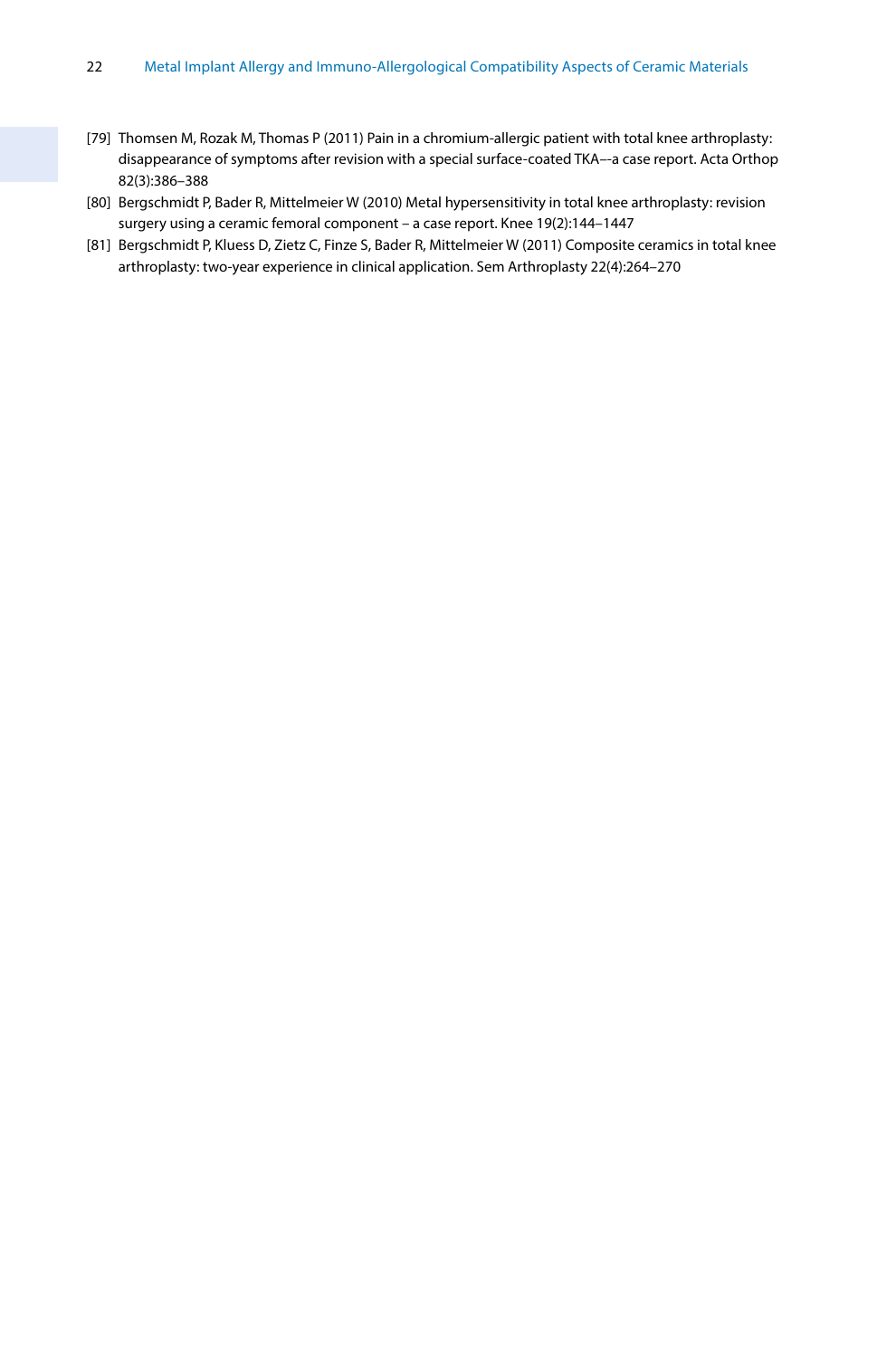[79] Thomsen M, Rozak M, Thomas P (2011) Pain in a chromium-allergic patient with total knee arthroplasty: disappearance of symptoms after revision with a special surface-coated TKA–-a case report. Acta Orthop 82(3):386–388

[80] Bergschmidt P, Bader R, Mittelmeier W (2010) Metal hypersensitivity in total knee arthroplasty: revision surgery using a ceramic femoral component – a case report. Knee 19(2):144–1447

[81] Bergschmidt P, Kluess D, Zietz C, Finze S, Bader R, Mittelmeier W (2011) Composite ceramics in total knee arthroplasty: two-year experience in clinical application. Sem Arthroplasty 22(4):264–270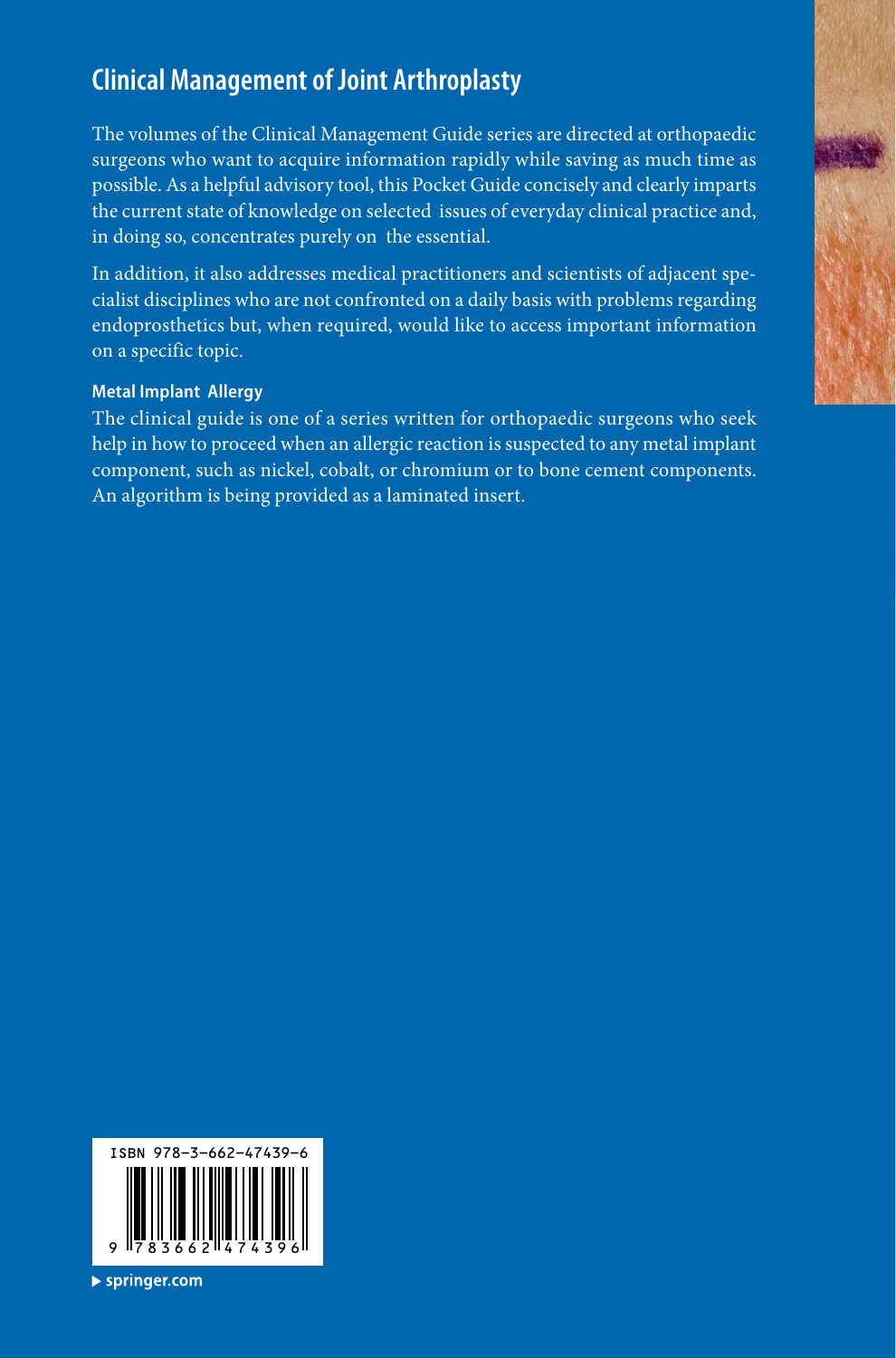## Clinical Management of Joint Arthroplasty

The volumes of the Clinical Management Guide series are directed at orthopaedic surgeons who want to acquire information rapidly while saving as much time as possible. As a helpful advisory tool, this Pocket Guide concisely and clearly imparts the current state of knowledge on selected issues of everyday clinical practice and, in doing so, concentrates purely on the essential.

In addition, it also addresses medical practitioners and scientists of adjacent specialist disciplines who are not confronted on a daily basis with problems regarding endoprosthetics but, when required, would like to access important information on a specific topic.

**Metal Implant Allergy**

The clinical guide is one of a series written for orthopaedic surgeons who seek help in how to proceed when an allergic reaction is suspected to any metal implant component, such as nickel, cobalt, or chromium or to bone cement components. An algorithm is being provided as a laminated insert.

ISBN 978-3-662-47439-6

9 783662 474396

▶ springer.com